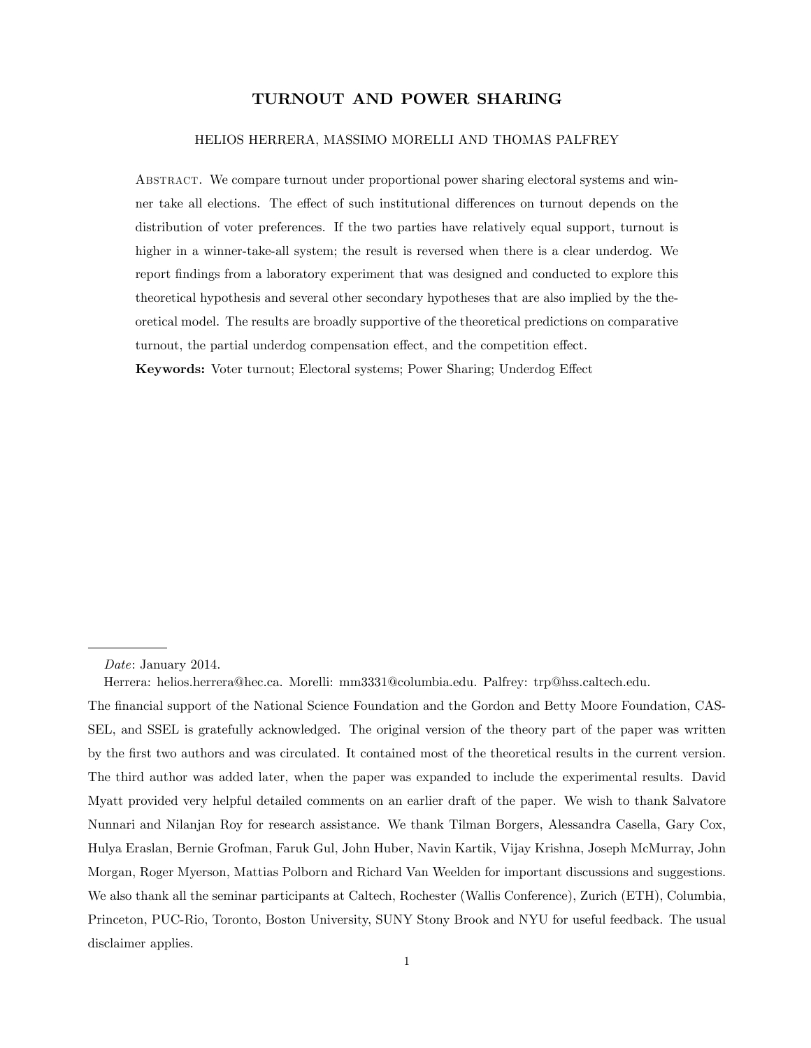# TURNOUT AND POWER SHARING

HELIOS HERRERA, MASSIMO MORELLI AND THOMAS PALFREY

Abstract. We compare turnout under proportional power sharing electoral systems and winner take all elections. The effect of such institutional differences on turnout depends on the distribution of voter preferences. If the two parties have relatively equal support, turnout is higher in a winner-take-all system; the result is reversed when there is a clear underdog. We report findings from a laboratory experiment that was designed and conducted to explore this theoretical hypothesis and several other secondary hypotheses that are also implied by the theoretical model. The results are broadly supportive of the theoretical predictions on comparative turnout, the partial underdog compensation effect, and the competition effect.

**Keywords:** Voter turnout; Electoral systems; Power Sharing; Underdog Effect

---

*Date*: January 2014.

Herrera: helios.herrera@hec.ca. Morelli: mm3331@columbia.edu. Palfrey: trp@hss.caltech.edu.

The financial support of the National Science Foundation and the Gordon and Betty Moore Foundation, CASSEL, and SSEL is gratefully acknowledged. The original version of the theory part of the paper was written by the first two authors and was circulated. It contained most of the theoretical results in the current version. The third author was added later, when the paper was expanded to include the experimental results. David Myatt provided very helpful detailed comments on an earlier draft of the paper. We wish to thank Salvatore Nunnari and Nilanjan Roy for research assistance. We thank Tilman Borgers, Alessandra Casella, Gary Cox, Hulya Eraslan, Bernie Grofman, Faruk Gul, John Huber, Navin Kartik, Vijay Krishna, Joseph McMurray, John Morgan, Roger Myerson, Mattias Polborn and Richard Van Weelden for important discussions and suggestions. We also thank all the seminar participants at Caltech, Rochester (Wallis Conference), Zurich (ETH), Columbia, Princeton, PUC-Rio, Toronto, Boston University, SUNY Stony Brook and NYU for useful feedback. The usual disclaimer applies.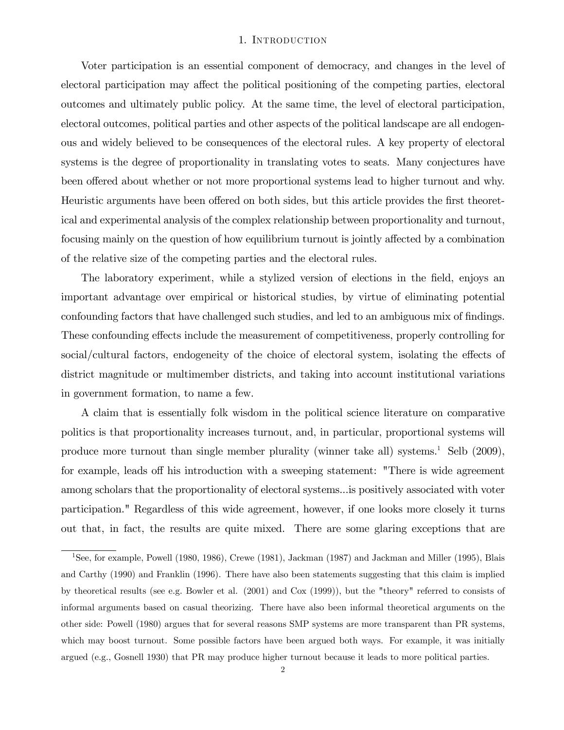# 1. Introduction

Voter participation is an essential component of democracy, and changes in the level of electoral participation may affect the political positioning of the competing parties, electoral outcomes and ultimately public policy. At the same time, the level of electoral participation, electoral outcomes, political parties and other aspects of the political landscape are all endogenous and widely believed to be consequences of the electoral rules. A key property of electoral systems is the degree of proportionality in translating votes to seats. Many conjectures have been offered about whether or not more proportional systems lead to higher turnout and why. Heuristic arguments have been offered on both sides, but this article provides the first theoretical and experimental analysis of the complex relationship between proportionality and turnout, focusing mainly on the question of how equilibrium turnout is jointly affected by a combination of the relative size of the competing parties and the electoral rules.

The laboratory experiment, while a stylized version of elections in the field, enjoys an important advantage over empirical or historical studies, by virtue of eliminating potential confounding factors that have challenged such studies, and led to an ambiguous mix of findings. These confounding effects include the measurement of competitiveness, properly controlling for social/cultural factors, endogeneity of the choice of electoral system, isolating the effects of district magnitude or multimember districts, and taking into account institutional variations in government formation, to name a few.

A claim that is essentially folk wisdom in the political science literature on comparative politics is that proportionality increases turnout, and, in particular, proportional systems will produce more turnout than single member plurality (winner take all) systems.[1] Selb (2009), for example, leads off his introduction with a sweeping statement: "There is wide agreement among scholars that the proportionality of electoral systems...is positively associated with voter participation." Regardless of this wide agreement, however, if one looks more closely it turns out that, in fact, the results are quite mixed. There are some glaring exceptions that are

[1]See, for example, Powell (1980, 1986), Crewe (1981), Jackman (1987) and Jackman and Miller (1995), Blais and Carthy (1990) and Franklin (1996). There have also been statements suggesting that this claim is implied by theoretical results (see e.g. Bowler et al. (2001) and Cox (1999)), but the "theory" referred to consists of informal arguments based on casual theorizing. There have also been informal theoretical arguments on the other side: Powell (1980) argues that for several reasons SMP systems are more transparent than PR systems, which may boost turnout. Some possible factors have been argued both ways. For example, it was initially argued (e.g., Gosnell 1930) that PR may produce higher turnout because it leads to more political parties.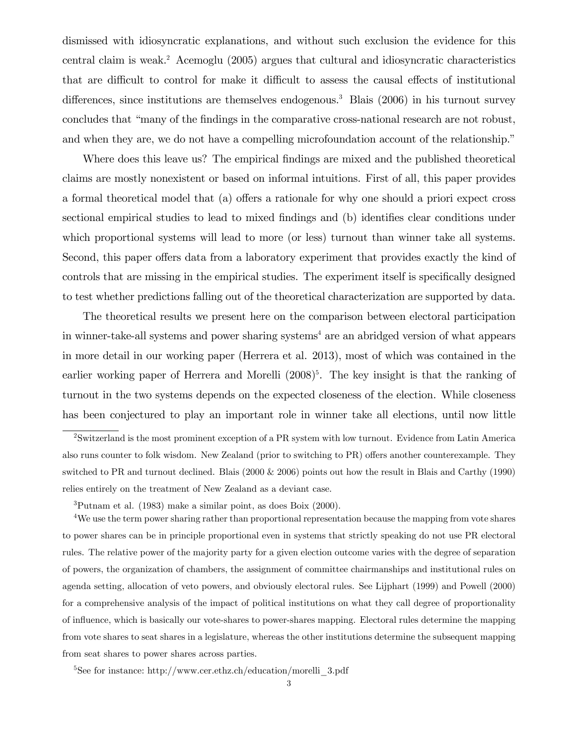dismissed with idiosyncratic explanations, and without such exclusion the evidence for this central claim is weak.[2] Acemoglu (2005) argues that cultural and idiosyncratic characteristics that are difficult to control for make it difficult to assess the causal effects of institutional differences, since institutions are themselves endogenous.[3] Blais (2006) in his turnout survey concludes that "many of the findings in the comparative cross-national research are not robust, and when they are, we do not have a compelling microfoundation account of the relationship."

Where does this leave us? The empirical findings are mixed and the published theoretical claims are mostly nonexistent or based on informal intuitions. First of all, this paper provides a formal theoretical model that (a) offers a rationale for why one should a priori expect cross sectional empirical studies to lead to mixed findings and (b) identifies clear conditions under which proportional systems will lead to more (or less) turnout than winner take all systems. Second, this paper offers data from a laboratory experiment that provides exactly the kind of controls that are missing in the empirical studies. The experiment itself is specifically designed to test whether predictions falling out of the theoretical characterization are supported by data.

The theoretical results we present here on the comparison between electoral participation in winner-take-all systems and power sharing systems[4] are an abridged version of what appears in more detail in our working paper (Herrera et al. 2013), most of which was contained in the earlier working paper of Herrera and Morelli (2008)[5]. The key insight is that the ranking of turnout in the two systems depends on the expected closeness of the election. While closeness has been conjectured to play an important role in winner take all elections, until now little

---

[2] Switzerland is the most prominent exception of a PR system with low turnout. Evidence from Latin America also runs counter to folk wisdom. New Zealand (prior to switching to PR) offers another counterexample. They switched to PR and turnout declined. Blais (2000 & 2006) points out how the result in Blais and Carthy (1990) relies entirely on the treatment of New Zealand as a deviant case.

[3] Putnam et al. (1983) make a similar point, as does Boix (2000).

[4] We use the term power sharing rather than proportional representation because the mapping from vote shares to power shares can be in principle proportional even in systems that strictly speaking do not use PR electoral rules. The relative power of the majority party for a given election outcome varies with the degree of separation of powers, the organization of chambers, the assignment of committee chairmanships and institutional rules on agenda setting, allocation of veto powers, and obviously electoral rules. See Lijphart (1999) and Powell (2000) for a comprehensive analysis of the impact of political institutions on what they call degree of proportionality of influence, which is basically our vote-shares to power-shares mapping. Electoral rules determine the mapping from vote shares to seat shares in a legislature, whereas the other institutions determine the subsequent mapping from seat shares to power shares across parties.

[5] See for instance: http://www.cer.ethz.ch/education/morelli_3.pdf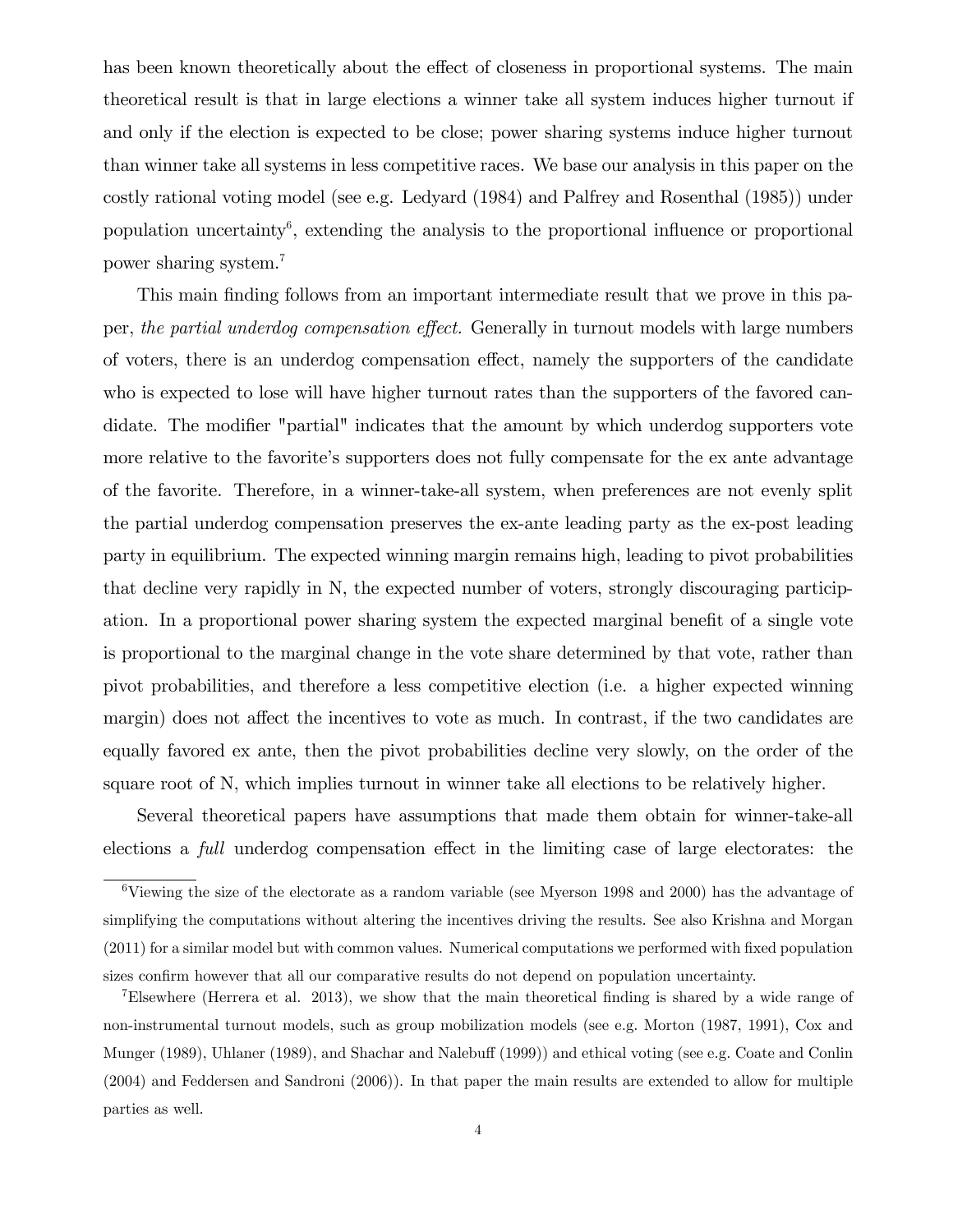has been known theoretically about the effect of closeness in proportional systems. The main theoretical result is that in large elections a winner take all system induces higher turnout if and only if the election is expected to be close; power sharing systems induce higher turnout than winner take all systems in less competitive races. We base our analysis in this paper on the costly rational voting model (see e.g. Ledyard (1984) and Palfrey and Rosenthal (1985)) under population uncertainty[6], extending the analysis to the proportional influence or proportional power sharing system.[7]

This main finding follows from an important intermediate result that we prove in this paper, *the partial underdog compensation effect.* Generally in turnout models with large numbers of voters, there is an underdog compensation effect, namely the supporters of the candidate who is expected to lose will have higher turnout rates than the supporters of the favored candidate. The modifier "partial" indicates that the amount by which underdog supporters vote more relative to the favorite's supporters does not fully compensate for the ex ante advantage of the favorite. Therefore, in a winner-take-all system, when preferences are not evenly split the partial underdog compensation preserves the ex-ante leading party as the ex-post leading party in equilibrium. The expected winning margin remains high, leading to pivot probabilities that decline very rapidly in N, the expected number of voters, strongly discouraging participation. In a proportional power sharing system the expected marginal benefit of a single vote is proportional to the marginal change in the vote share determined by that vote, rather than pivot probabilities, and therefore a less competitive election (i.e. a higher expected winning margin) does not affect the incentives to vote as much. In contrast, if the two candidates are equally favored ex ante, then the pivot probabilities decline very slowly, on the order of the square root of N, which implies turnout in winner take all elections to be relatively higher.

Several theoretical papers have assumptions that made them obtain for winner-take-all elections a *full* underdog compensation effect in the limiting case of large electorates: the

[6] Viewing the size of the electorate as a random variable (see Myerson 1998 and 2000) has the advantage of simplifying the computations without altering the incentives driving the results. See also Krishna and Morgan (2011) for a similar model but with common values. Numerical computations we performed with fixed population sizes confirm however that all our comparative results do not depend on population uncertainty.

[7] Elsewhere (Herrera et al. 2013), we show that the main theoretical finding is shared by a wide range of non-instrumental turnout models, such as group mobilization models (see e.g. Morton (1987, 1991), Cox and Munger (1989), Uhlaner (1989), and Shachar and Nalebuff (1999)) and ethical voting (see e.g. Coate and Conlin (2004) and Feddersen and Sandroni (2006)). In that paper the main results are extended to allow for multiple parties as well.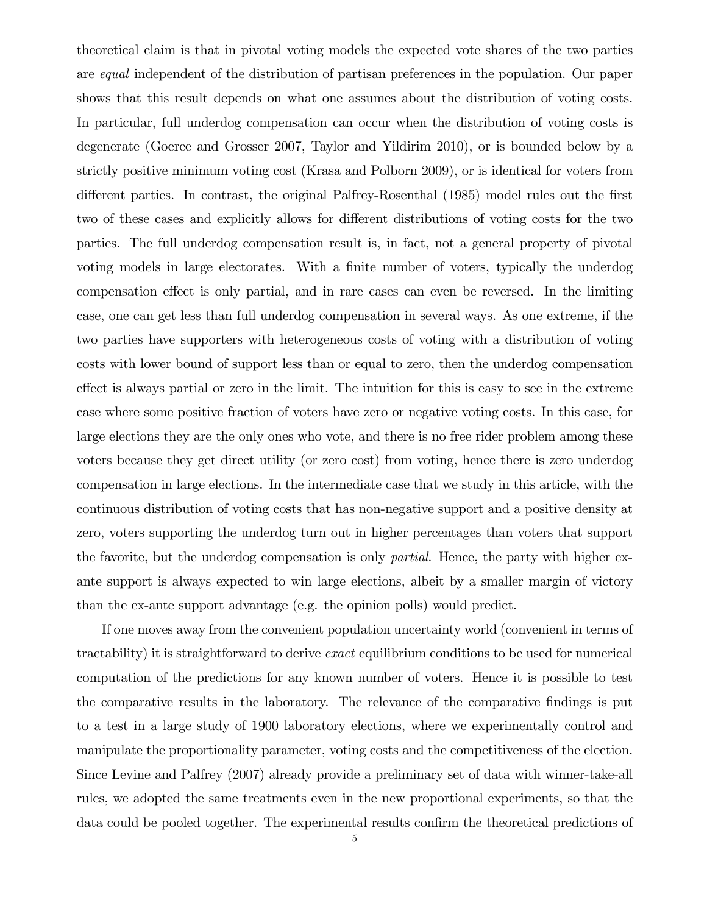theoretical claim is that in pivotal voting models the expected vote shares of the two parties are *equal* independent of the distribution of partisan preferences in the population. Our paper shows that this result depends on what one assumes about the distribution of voting costs. In particular, full underdog compensation can occur when the distribution of voting costs is degenerate (Goeree and Grosser 2007, Taylor and Yildirim 2010), or is bounded below by a strictly positive minimum voting cost (Krasa and Polborn 2009), or is identical for voters from different parties. In contrast, the original Palfrey-Rosenthal (1985) model rules out the first two of these cases and explicitly allows for different distributions of voting costs for the two parties. The full underdog compensation result is, in fact, not a general property of pivotal voting models in large electorates. With a finite number of voters, typically the underdog compensation effect is only partial, and in rare cases can even be reversed. In the limiting case, one can get less than full underdog compensation in several ways. As one extreme, if the two parties have supporters with heterogeneous costs of voting with a distribution of voting costs with lower bound of support less than or equal to zero, then the underdog compensation effect is always partial or zero in the limit. The intuition for this is easy to see in the extreme case where some positive fraction of voters have zero or negative voting costs. In this case, for large elections they are the only ones who vote, and there is no free rider problem among these voters because they get direct utility (or zero cost) from voting, hence there is zero underdog compensation in large elections. In the intermediate case that we study in this article, with the continuous distribution of voting costs that has non-negative support and a positive density at zero, voters supporting the underdog turn out in higher percentages than voters that support the favorite, but the underdog compensation is only *partial*. Hence, the party with higher ex-ante support is always expected to win large elections, albeit by a smaller margin of victory than the ex-ante support advantage (e.g. the opinion polls) would predict.

If one moves away from the convenient population uncertainty world (convenient in terms of tractability) it is straightforward to derive *exact* equilibrium conditions to be used for numerical computation of the predictions for any known number of voters. Hence it is possible to test the comparative results in the laboratory. The relevance of the comparative findings is put to a test in a large study of 1900 laboratory elections, where we experimentally control and manipulate the proportionality parameter, voting costs and the competitiveness of the election. Since Levine and Palfrey (2007) already provide a preliminary set of data with winner-take-all rules, we adopted the same treatments even in the new proportional experiments, so that the data could be pooled together. The experimental results confirm the theoretical predictions of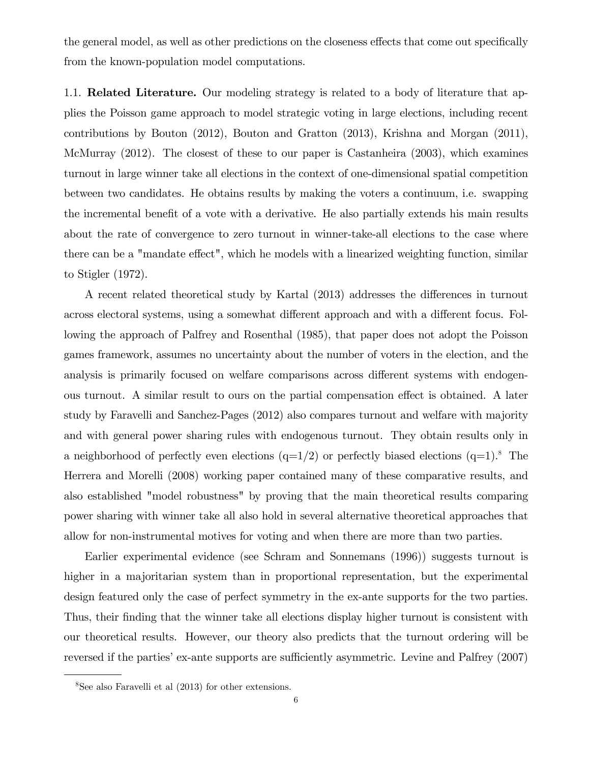the general model, as well as other predictions on the closeness effects that come out specifically from the known-population model computations.

1.1. **Related Literature.** Our modeling strategy is related to a body of literature that applies the Poisson game approach to model strategic voting in large elections, including recent contributions by Bouton (2012), Bouton and Gratton (2013), Krishna and Morgan (2011), McMurray (2012). The closest of these to our paper is Castanheira (2003), which examines turnout in large winner take all elections in the context of one-dimensional spatial competition between two candidates. He obtains results by making the voters a continuum, i.e. swapping the incremental benefit of a vote with a derivative. He also partially extends his main results about the rate of convergence to zero turnout in winner-take-all elections to the case where there can be a "mandate effect", which he models with a linearized weighting function, similar to Stigler (1972).

A recent related theoretical study by Kartal (2013) addresses the differences in turnout across electoral systems, using a somewhat different approach and with a different focus. Following the approach of Palfrey and Rosenthal (1985), that paper does not adopt the Poisson games framework, assumes no uncertainty about the number of voters in the election, and the analysis is primarily focused on welfare comparisons across different systems with endogenous turnout. A similar result to ours on the partial compensation effect is obtained. A later study by Faravelli and Sanchez-Pages (2012) also compares turnout and welfare with majority and with general power sharing rules with endogenous turnout. They obtain results only in a neighborhood of perfectly even elections (q=1/2) or perfectly biased elections (q=1).[8] The Herrera and Morelli (2008) working paper contained many of these comparative results, and also established "model robustness" by proving that the main theoretical results comparing power sharing with winner take all also hold in several alternative theoretical approaches that allow for non-instrumental motives for voting and when there are more than two parties.

Earlier experimental evidence (see Schram and Sonnemans (1996)) suggests turnout is higher in a majoritarian system than in proportional representation, but the experimental design featured only the case of perfect symmetry in the ex-ante supports for the two parties. Thus, their finding that the winner take all elections display higher turnout is consistent with our theoretical results. However, our theory also predicts that the turnout ordering will be reversed if the parties' ex-ante supports are sufficiently asymmetric. Levine and Palfrey (2007)

[8] See also Faravelli et al (2013) for other extensions.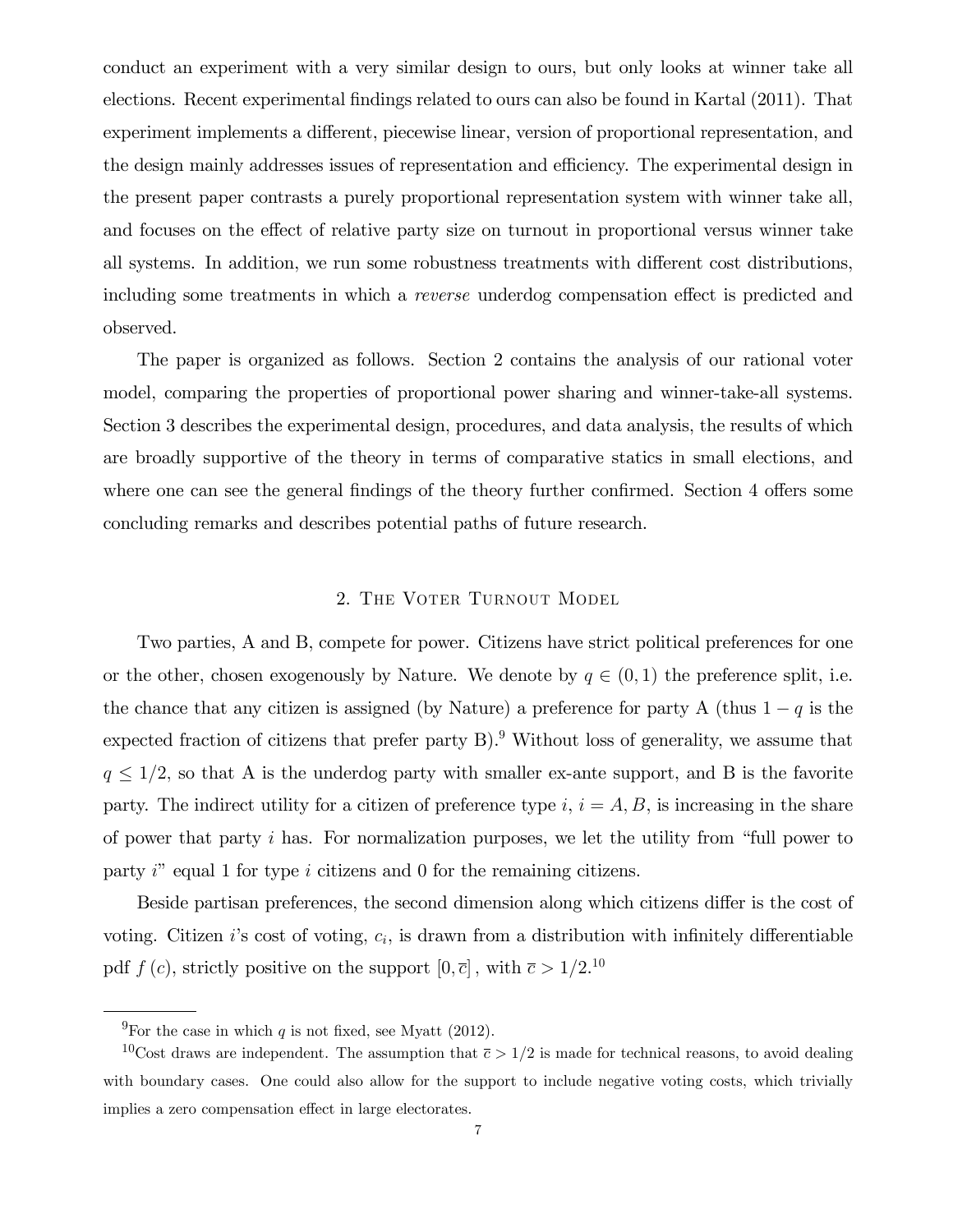conduct an experiment with a very similar design to ours, but only looks at winner take all elections. Recent experimental findings related to ours can also be found in Kartal (2011). That experiment implements a different, piecewise linear, version of proportional representation, and the design mainly addresses issues of representation and efficiency. The experimental design in the present paper contrasts a purely proportional representation system with winner take all, and focuses on the effect of relative party size on turnout in proportional versus winner take all systems. In addition, we run some robustness treatments with different cost distributions, including some treatments in which a *reverse* underdog compensation effect is predicted and observed.

The paper is organized as follows. Section 2 contains the analysis of our rational voter model, comparing the properties of proportional power sharing and winner-take-all systems. Section 3 describes the experimental design, procedures, and data analysis, the results of which are broadly supportive of the theory in terms of comparative statics in small elections, and where one can see the general findings of the theory further confirmed. Section 4 offers some concluding remarks and describes potential paths of future research.

## 2. The Voter Turnout Model

Two parties, A and B, compete for power. Citizens have strict political preferences for one or the other, chosen exogenously by Nature. We denote by $q \in (0,1)$ the preference split, i.e. the chance that any citizen is assigned (by Nature) a preference for party A (thus $1-q$ is the expected fraction of citizens that prefer party B).[9] Without loss of generality, we assume that $q \leq 1/2$, so that A is the underdog party with smaller ex-ante support, and B is the favorite party. The indirect utility for a citizen of preference type $i$, $i = A, B$, is increasing in the share of power that party $i$ has. For normalization purposes, we let the utility from "full power to party $i$" equal 1 for type $i$ citizens and 0 for the remaining citizens.

Beside partisan preferences, the second dimension along which citizens differ is the cost of voting. Citizen $i$'s cost of voting, $c_i$, is drawn from a distribution with infinitely differentiable pdf $f(c)$, strictly positive on the support $[0, \bar{c}]$, with $\bar{c} > 1/2$.[10]

---

[9] For the case in which $q$ is not fixed, see Myatt (2012).

[10] Cost draws are independent. The assumption that $\bar{c} > 1/2$ is made for technical reasons, to avoid dealing with boundary cases. One could also allow for the support to include negative voting costs, which trivially implies a zero compensation effect in large electorates.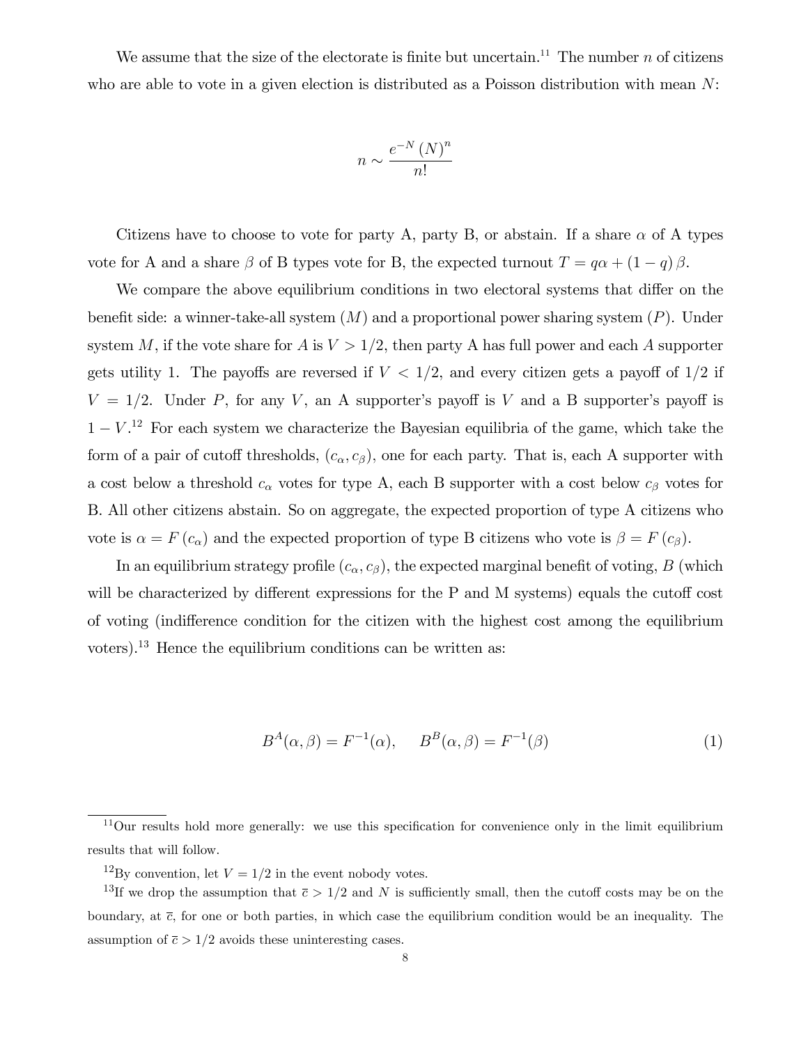We assume that the size of the electorate is finite but uncertain.[11] The number $n$ of citizens who are able to vote in a given election is distributed as a Poisson distribution with mean $N$:

$$n \sim \frac{e^{-N}(N)^n}{n!}$$

Citizens have to choose to vote for party A, party B, or abstain. If a share $\alpha$ of A types vote for A and a share $\beta$ of B types vote for B, the expected turnout $T = q\alpha + (1-q)\beta$.

We compare the above equilibrium conditions in two electoral systems that differ on the benefit side: a winner-take-all system ($M$) and a proportional power sharing system ($P$). Under system $M$, if the vote share for $A$ is $V > 1/2$, then party A has full power and each $A$ supporter gets utility 1. The payoffs are reversed if $V < 1/2$, and every citizen gets a payoff of $1/2$ if $V = 1/2$. Under $P$, for any $V$, an A supporter's payoff is $V$ and a B supporter's payoff is $1 - V$.[12] For each system we characterize the Bayesian equilibria of the game, which take the form of a pair of cutoff thresholds, $(c_\alpha, c_\beta)$, one for each party. That is, each A supporter with a cost below a threshold $c_\alpha$ votes for type A, each B supporter with a cost below $c_\beta$ votes for B. All other citizens abstain. So on aggregate, the expected proportion of type A citizens who vote is $\alpha = F(c_\alpha)$ and the expected proportion of type B citizens who vote is $\beta = F(c_\beta)$.

In an equilibrium strategy profile $(c_\alpha, c_\beta)$, the expected marginal benefit of voting, $B$ (which will be characterized by different expressions for the P and M systems) equals the cutoff cost of voting (indifference condition for the citizen with the highest cost among the equilibrium voters).[13] Hence the equilibrium conditions can be written as:

$$B^A(\alpha, \beta) = F^{-1}(\alpha), \qquad B^B(\alpha, \beta) = F^{-1}(\beta) \tag{1}$$

---

[11] Our results hold more generally: we use this specification for convenience only in the limit equilibrium results that will follow.

[12] By convention, let $V = 1/2$ in the event nobody votes.

[13] If we drop the assumption that $\bar{c} > 1/2$ and $N$ is sufficiently small, then the cutoff costs may be on the boundary, at $\bar{c}$, for one or both parties, in which case the equilibrium condition would be an inequality. The assumption of $\bar{c} > 1/2$ avoids these uninteresting cases.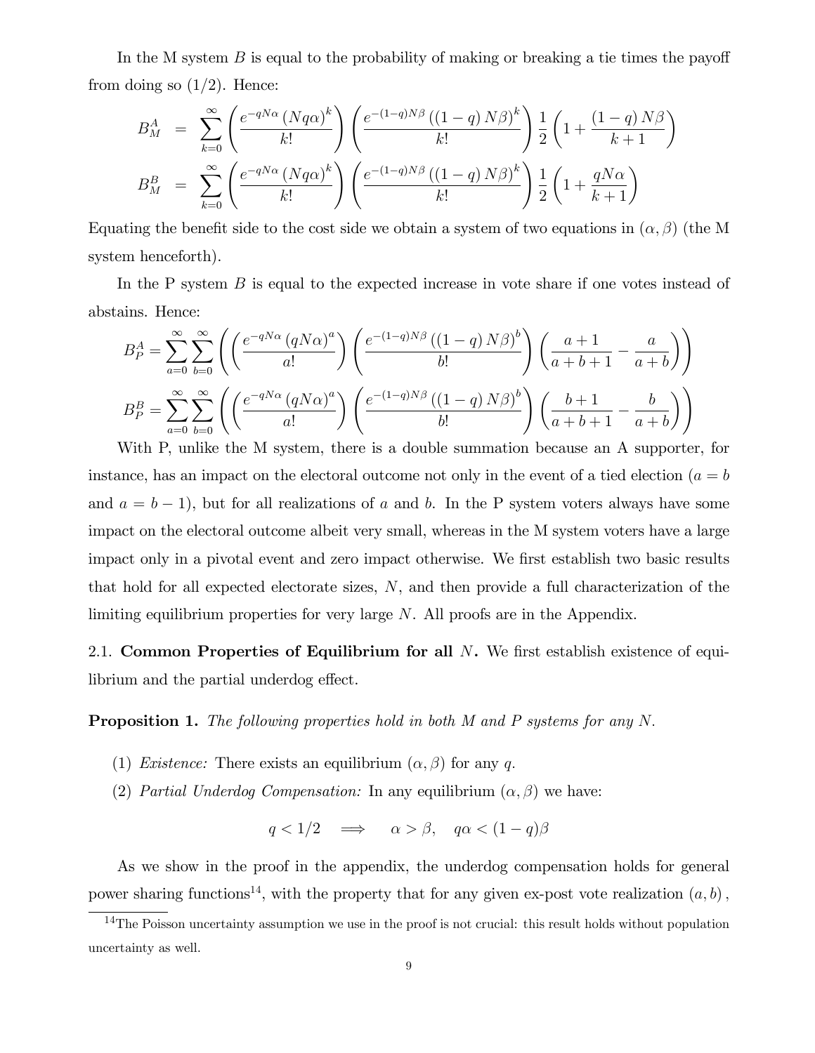In the M system $B$ is equal to the probability of making or breaking a tie times the payoff from doing so $(1/2)$. Hence:

$$
\begin{aligned}
B_M^A &= \sum_{k=0}^{\infty}\left(\frac{e^{-qN\alpha}\left(Nq\alpha\right)^k}{k!}\right)\left(\frac{e^{-(1-q)N\beta}\left(\left(1-q\right)N\beta\right)^k}{k!}\right)\frac{1}{2}\left(1+\frac{\left(1-q\right)N\beta}{k+1}\right)\\
B_M^B &= \sum_{k=0}^{\infty}\left(\frac{e^{-qN\alpha}\left(Nq\alpha\right)^k}{k!}\right)\left(\frac{e^{-(1-q)N\beta}\left(\left(1-q\right)N\beta\right)^k}{k!}\right)\frac{1}{2}\left(1+\frac{qN\alpha}{k+1}\right)
\end{aligned}
$$

Equating the benefit side to the cost side we obtain a system of two equations in $(\alpha, \beta)$ (the M system henceforth).

In the P system $B$ is equal to the expected increase in vote share if one votes instead of abstains. Hence:

$$
B_P^A = \sum_{a=0}^{\infty}\sum_{b=0}^{\infty}\left(\left(\frac{e^{-qN\alpha}\left(qN\alpha\right)^a}{a!}\right)\left(\frac{e^{-(1-q)N\beta}\left(\left(1-q\right)N\beta\right)^b}{b!}\right)\left(\frac{a+1}{a+b+1}-\frac{a}{a+b}\right)\right)
$$

$$
B_P^B = \sum_{a=0}^{\infty}\sum_{b=0}^{\infty}\left(\left(\frac{e^{-qN\alpha}\left(qN\alpha\right)^a}{a!}\right)\left(\frac{e^{-(1-q)N\beta}\left(\left(1-q\right)N\beta\right)^b}{b!}\right)\left(\frac{b+1}{a+b+1}-\frac{b}{a+b}\right)\right)
$$

With P, unlike the M system, there is a double summation because an A supporter, for instance, has an impact on the electoral outcome not only in the event of a tied election ($a = b$ and $a = b - 1$), but for all realizations of $a$ and $b$. In the P system voters always have some impact on the electoral outcome albeit very small, whereas in the M system voters have a large impact only in a pivotal event and zero impact otherwise. We first establish two basic results that hold for all expected electorate sizes, $N$, and then provide a full characterization of the limiting equilibrium properties for very large $N$. All proofs are in the Appendix.

2.1. **Common Properties of Equilibrium for all $N$.** We first establish existence of equilibrium and the partial underdog effect.

**Proposition 1.** *The following properties hold in both M and P systems for any N.*

1. *Existence:* There exists an equilibrium $(\alpha, \beta)$ for any $q$.
2. *Partial Underdog Compensation:* In any equilibrium $(\alpha, \beta)$ we have:

$$
q < 1/2 \quad \Longrightarrow \quad \alpha > \beta, \quad q\alpha < (1-q)\beta
$$

As we show in the proof in the appendix, the underdog compensation holds for general power sharing functions[14], with the property that for any given ex-post vote realization $(a, b)$,

[14] The Poisson uncertainty assumption we use in the proof is not crucial: this result holds without population uncertainty as well.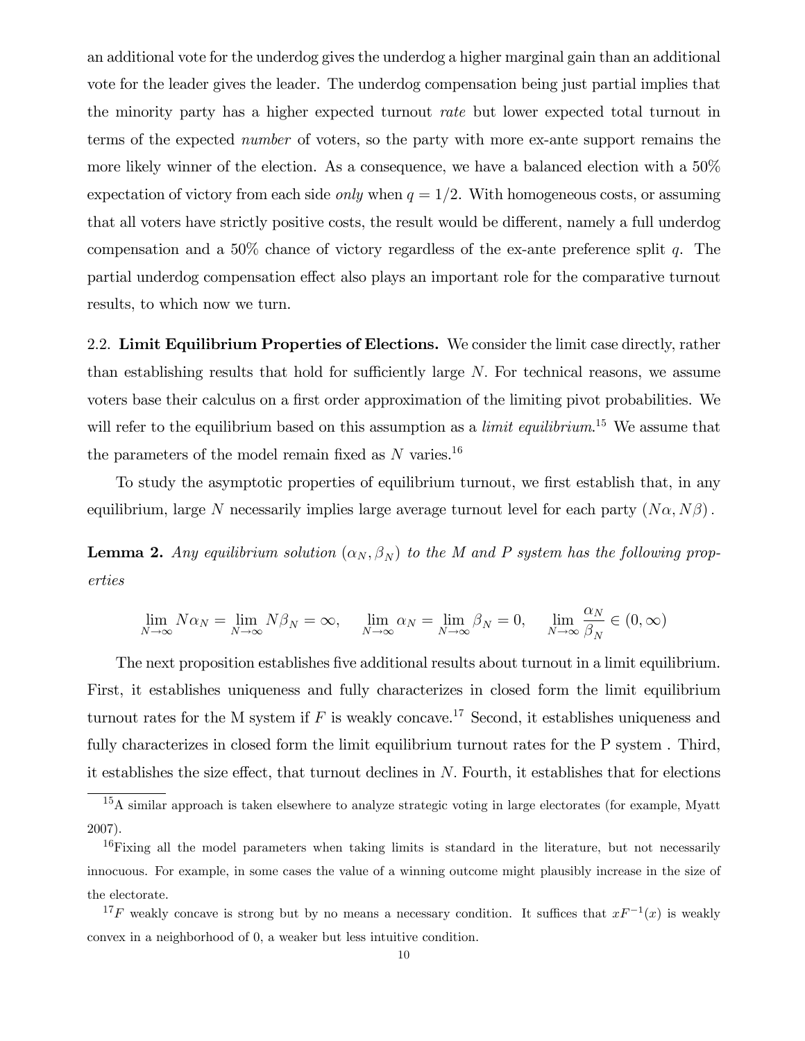an additional vote for the underdog gives the underdog a higher marginal gain than an additional vote for the leader gives the leader. The underdog compensation being just partial implies that the minority party has a higher expected turnout *rate* but lower expected total turnout in terms of the expected *number* of voters, so the party with more ex-ante support remains the more likely winner of the election. As a consequence, we have a balanced election with a 50% expectation of victory from each side *only* when $q = 1/2$. With homogeneous costs, or assuming that all voters have strictly positive costs, the result would be different, namely a full underdog compensation and a 50% chance of victory regardless of the ex-ante preference split $q$. The partial underdog compensation effect also plays an important role for the comparative turnout results, to which now we turn.

2.2. **Limit Equilibrium Properties of Elections.** We consider the limit case directly, rather than establishing results that hold for sufficiently large $N$. For technical reasons, we assume voters base their calculus on a first order approximation of the limiting pivot probabilities. We will refer to the equilibrium based on this assumption as a *limit equilibrium*.[15] We assume that the parameters of the model remain fixed as $N$ varies.[16]

To study the asymptotic properties of equilibrium turnout, we first establish that, in any equilibrium, large $N$ necessarily implies large average turnout level for each party $(N\alpha, N\beta)$.

**Lemma 2.** *Any equilibrium solution $(\alpha_N, \beta_N)$ to the M and P system has the following properties*

$$\lim_{N\to\infty} N\alpha_N = \lim_{N\to\infty} N\beta_N = \infty, \qquad \lim_{N\to\infty} \alpha_N = \lim_{N\to\infty} \beta_N = 0, \qquad \lim_{N\to\infty} \frac{\alpha_N}{\beta_N} \in (0, \infty)$$

The next proposition establishes five additional results about turnout in a limit equilibrium. First, it establishes uniqueness and fully characterizes in closed form the limit equilibrium turnout rates for the M system if $F$ is weakly concave.[17] Second, it establishes uniqueness and fully characterizes in closed form the limit equilibrium turnout rates for the P system . Third, it establishes the size effect, that turnout declines in $N$. Fourth, it establishes that for elections

[15] A similar approach is taken elsewhere to analyze strategic voting in large electorates (for example, Myatt 2007).

[16] Fixing all the model parameters when taking limits is standard in the literature, but not necessarily innocuous. For example, in some cases the value of a winning outcome might plausibly increase in the size of the electorate.

[17] $F$ weakly concave is strong but by no means a necessary condition. It suffices that $xF^{-1}(x)$ is weakly convex in a neighborhood of 0, a weaker but less intuitive condition.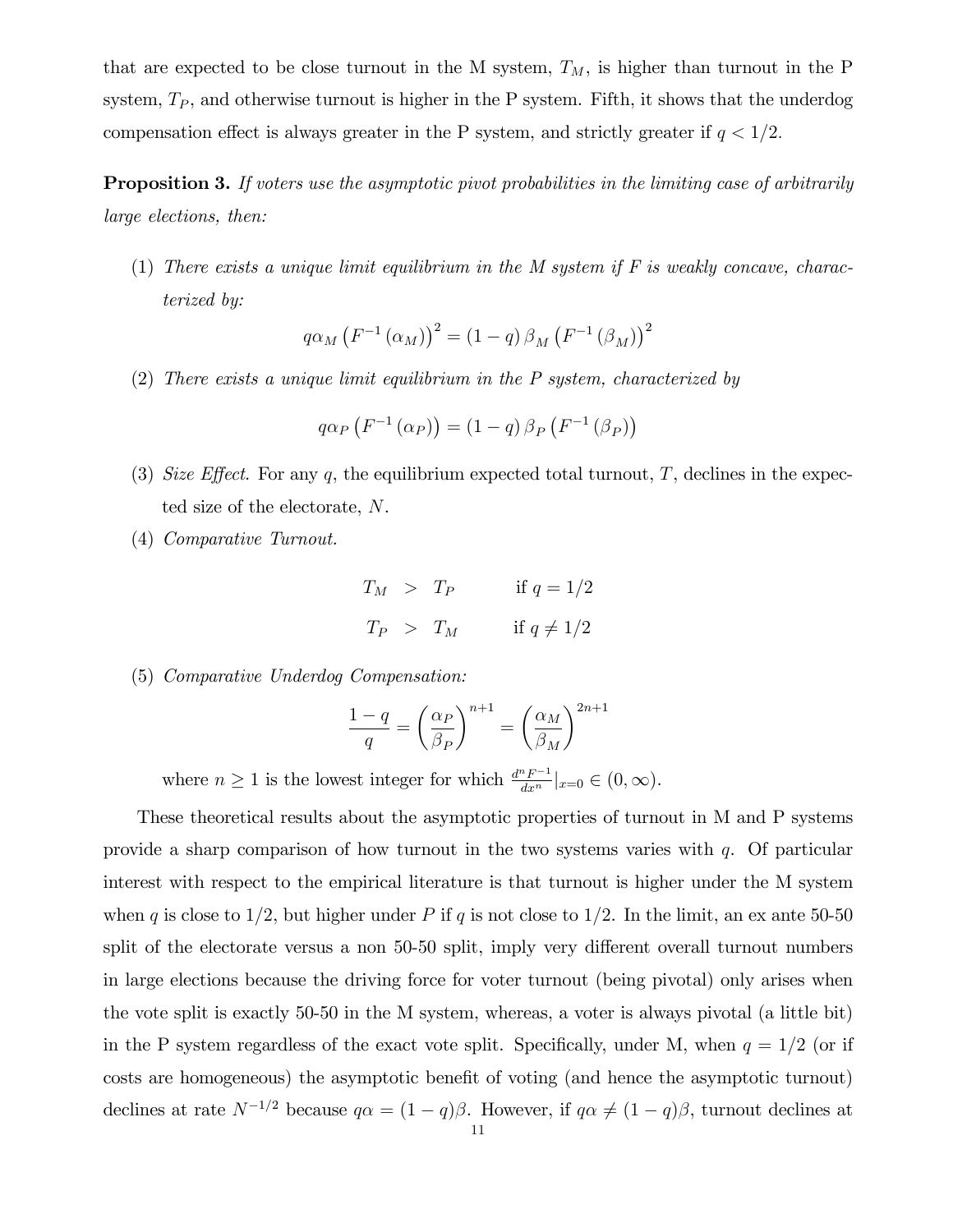that are expected to be close turnout in the M system, $T_M$, is higher than turnout in the P system, $T_P$, and otherwise turnout is higher in the P system. Fifth, it shows that the underdog compensation effect is always greater in the P system, and strictly greater if $q < 1/2$.

**Proposition 3.** *If voters use the asymptotic pivot probabilities in the limiting case of arbitrarily large elections, then:*

(1) *There exists a unique limit equilibrium in the M system if F is weakly concave, characterized by:*

$$q\alpha_M \left(F^{-1}(\alpha_M)\right)^2 = (1-q)\,\beta_M \left(F^{-1}(\beta_M)\right)^2$$

(2) *There exists a unique limit equilibrium in the P system, characterized by*

$$q\alpha_P \left(F^{-1}(\alpha_P)\right) = (1-q)\,\beta_P \left(F^{-1}(\beta_P)\right)$$

(3) *Size Effect.* For any $q$, the equilibrium expected total turnout, $T$, declines in the expected size of the electorate, $N$.

(4) *Comparative Turnout.*

$$\begin{aligned} T_M &> T_P \qquad \text{if } q = 1/2 \\ T_P &> T_M \qquad \text{if } q \neq 1/2 \end{aligned}$$

(5) *Comparative Underdog Compensation:*

$$\frac{1-q}{q} = \left(\frac{\alpha_P}{\beta_P}\right)^{n+1} = \left(\frac{\alpha_M}{\beta_M}\right)^{2n+1}$$

where $n \geq 1$ is the lowest integer for which $\frac{d^n F^{-1}}{dx^n}|_{x=0} \in (0, \infty)$.

These theoretical results about the asymptotic properties of turnout in M and P systems provide a sharp comparison of how turnout in the two systems varies with $q$. Of particular interest with respect to the empirical literature is that turnout is higher under the M system when $q$ is close to 1/2, but higher under $P$ if $q$ is not close to 1/2. In the limit, an ex ante 50-50 split of the electorate versus a non 50-50 split, imply very different overall turnout numbers in large elections because the driving force for voter turnout (being pivotal) only arises when the vote split is exactly 50-50 in the M system, whereas, a voter is always pivotal (a little bit) in the P system regardless of the exact vote split. Specifically, under M, when $q = 1/2$ (or if costs are homogeneous) the asymptotic benefit of voting (and hence the asymptotic turnout) declines at rate $N^{-1/2}$ because $q\alpha = (1-q)\beta$. However, if $q\alpha \neq (1-q)\beta$, turnout declines at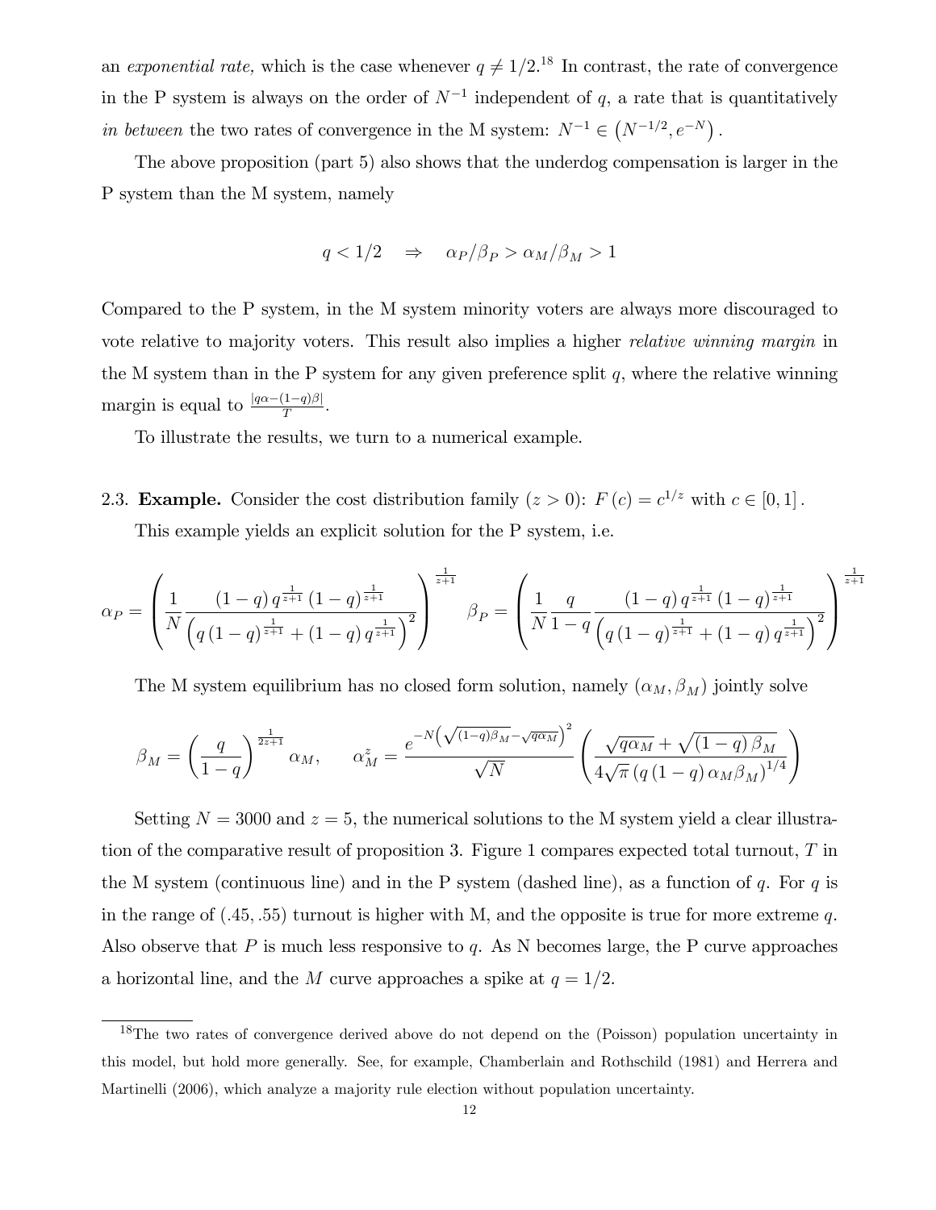an *exponential rate,* which is the case whenever $q \neq 1/2$.[18] In contrast, the rate of convergence in the P system is always on the order of $N^{-1}$ independent of $q$, a rate that is quantitatively *in between* the two rates of convergence in the M system: $N^{-1} \in \left(N^{-1/2}, e^{-N}\right)$.

The above proposition (part 5) also shows that the underdog compensation is larger in the P system than the M system, namely

$$q < 1/2 \quad \Rightarrow \quad \alpha_P/\beta_P > \alpha_M/\beta_M > 1$$

Compared to the P system, in the M system minority voters are always more discouraged to vote relative to majority voters. This result also implies a higher *relative winning margin* in the M system than in the P system for any given preference split $q$, where the relative winning margin is equal to $\frac{|q\alpha - (1-q)\beta|}{T}$.

To illustrate the results, we turn to a numerical example.

2.3. **Example.** Consider the cost distribution family ($z > 0$): $F(c) = c^{1/z}$ with $c \in [0, 1]$.

This example yields an explicit solution for the P system, i.e.

$$\alpha_P = \left(\frac{1}{N}\frac{(1-q)\,q^{\frac{1}{z+1}}\,(1-q)^{\frac{1}{z+1}}}{\left(q\,(1-q)^{\frac{1}{z+1}} + (1-q)\,q^{\frac{1}{z+1}}\right)^2}\right)^{\frac{1}{z+1}} \quad \beta_P = \left(\frac{1}{N}\frac{q}{1-q}\frac{(1-q)\,q^{\frac{1}{z+1}}\,(1-q)^{\frac{1}{z+1}}}{\left(q\,(1-q)^{\frac{1}{z+1}} + (1-q)\,q^{\frac{1}{z+1}}\right)^2}\right)^{\frac{1}{z+1}}$$

The M system equilibrium has no closed form solution, namely $(\alpha_M, \beta_M)$ jointly solve

$$\beta_M = \left(\frac{q}{1-q}\right)^{\frac{1}{2z+1}} \alpha_M, \qquad \alpha_M^z = \frac{e^{-N\left(\sqrt{(1-q)\beta_M} - \sqrt{q\alpha_M}\right)^2}}{\sqrt{N}} \left(\frac{\sqrt{q\alpha_M} + \sqrt{(1-q)\,\beta_M}}{4\sqrt{\pi}\,(q\,(1-q)\,\alpha_M\beta_M)^{1/4}}\right)$$

Setting $N = 3000$ and $z = 5$, the numerical solutions to the M system yield a clear illustration of the comparative result of proposition 3. Figure 1 compares expected total turnout, $T$ in the M system (continuous line) and in the P system (dashed line), as a function of $q$. For $q$ is in the range of $(.45, .55)$ turnout is higher with M, and the opposite is true for more extreme $q$. Also observe that $P$ is much less responsive to $q$. As N becomes large, the P curve approaches a horizontal line, and the $M$ curve approaches a spike at $q = 1/2$.

---

[18] The two rates of convergence derived above do not depend on the (Poisson) population uncertainty in this model, but hold more generally. See, for example, Chamberlain and Rothschild (1981) and Herrera and Martinelli (2006), which analyze a majority rule election without population uncertainty.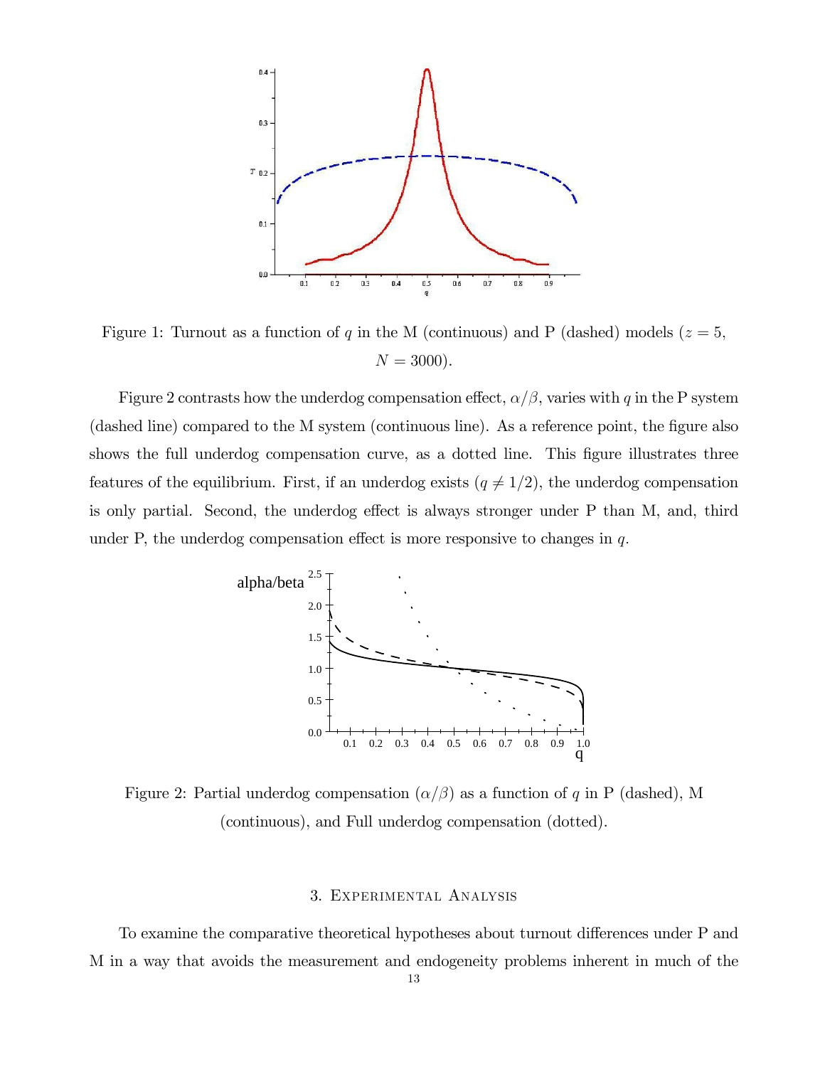Figure 1: Turnout as a function of $q$ in the M (continuous) and P (dashed) models ($z = 5$, $N = 3000$).

Figure 2 contrasts how the underdog compensation effect, $\alpha/\beta$, varies with $q$ in the P system (dashed line) compared to the M system (continuous line). As a reference point, the figure also shows the full underdog compensation curve, as a dotted line. This figure illustrates three features of the equilibrium. First, if an underdog exists ($q \neq 1/2$), the underdog compensation is only partial. Second, the underdog effect is always stronger under P than M, and, third under P, the underdog compensation effect is more responsive to changes in $q$.

Figure 2: Partial underdog compensation ($\alpha/\beta$) as a function of $q$ in P (dashed), M (continuous), and Full underdog compensation (dotted).

## 3. Experimental Analysis

To examine the comparative theoretical hypotheses about turnout differences under P and M in a way that avoids the measurement and endogeneity problems inherent in much of the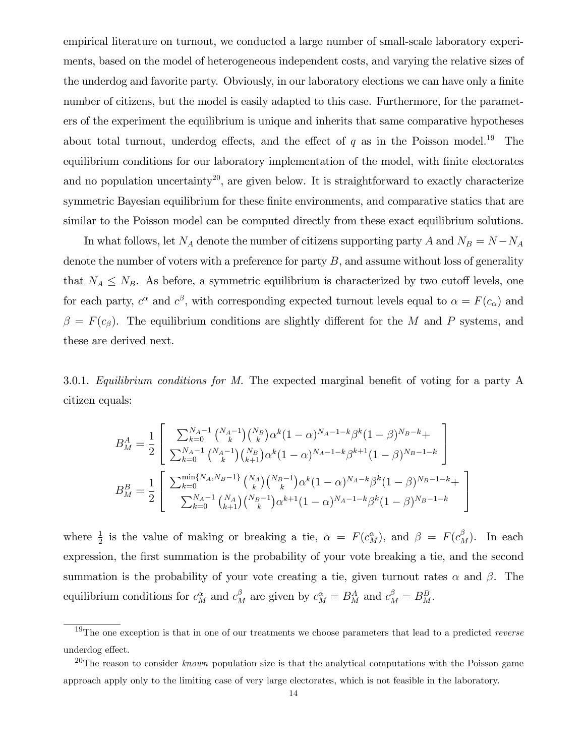empirical literature on turnout, we conducted a large number of small-scale laboratory experiments, based on the model of heterogeneous independent costs, and varying the relative sizes of the underdog and favorite party. Obviously, in our laboratory elections we can have only a finite number of citizens, but the model is easily adapted to this case. Furthermore, for the parameters of the experiment the equilibrium is unique and inherits that same comparative hypotheses about total turnout, underdog effects, and the effect of $q$ as in the Poisson model.[19] The equilibrium conditions for our laboratory implementation of the model, with finite electorates and no population uncertainty[20], are given below. It is straightforward to exactly characterize symmetric Bayesian equilibrium for these finite environments, and comparative statics that are similar to the Poisson model can be computed directly from these exact equilibrium solutions.

In what follows, let $N_A$ denote the number of citizens supporting party $A$ and $N_B = N - N_A$ denote the number of voters with a preference for party $B$, and assume without loss of generality that $N_A \leq N_B$. As before, a symmetric equilibrium is characterized by two cutoff levels, one for each party, $c^\alpha$ and $c^\beta$, with corresponding expected turnout levels equal to $\alpha = F(c_\alpha)$ and $\beta = F(c_\beta)$. The equilibrium conditions are slightly different for the $M$ and $P$ systems, and these are derived next.

3.0.1. *Equilibrium conditions for M.* The expected marginal benefit of voting for a party A citizen equals:

$$B_M^A = \frac{1}{2}\left[\begin{array}{c} \sum_{k=0}^{N_A-1}\binom{N_A-1}{k}\binom{N_B}{k}\alpha^k(1-\alpha)^{N_A-1-k}\beta^k(1-\beta)^{N_B-k} + \\ \sum_{k=0}^{N_A-1}\binom{N_A-1}{k}\binom{N_B}{k+1}\alpha^k(1-\alpha)^{N_A-1-k}\beta^{k+1}(1-\beta)^{N_B-1-k} \end{array}\right]$$

$$B_M^B = \frac{1}{2}\left[\begin{array}{c} \sum_{k=0}^{\min\{N_A,N_B-1\}}\binom{N_A}{k}\binom{N_B-1}{k}\alpha^k(1-\alpha)^{N_A-k}\beta^k(1-\beta)^{N_B-1-k} + \\ \sum_{k=0}^{N_A-1}\binom{N_A}{k+1}\binom{N_B-1}{k}\alpha^{k+1}(1-\alpha)^{N_A-1-k}\beta^k(1-\beta)^{N_B-1-k} \end{array}\right]$$

where $\frac{1}{2}$ is the value of making or breaking a tie, $\alpha = F(c_M^\alpha)$, and $\beta = F(c_M^\beta)$. In each expression, the first summation is the probability of your vote breaking a tie, and the second summation is the probability of your vote creating a tie, given turnout rates $\alpha$ and $\beta$. The equilibrium conditions for $c_M^\alpha$ and $c_M^\beta$ are given by $c_M^\alpha = B_M^A$ and $c_M^\beta = B_M^B$.

[19] The one exception is that in one of our treatments we choose parameters that lead to a predicted *reverse* underdog effect.

[20] The reason to consider *known* population size is that the analytical computations with the Poisson game approach apply only to the limiting case of very large electorates, which is not feasible in the laboratory.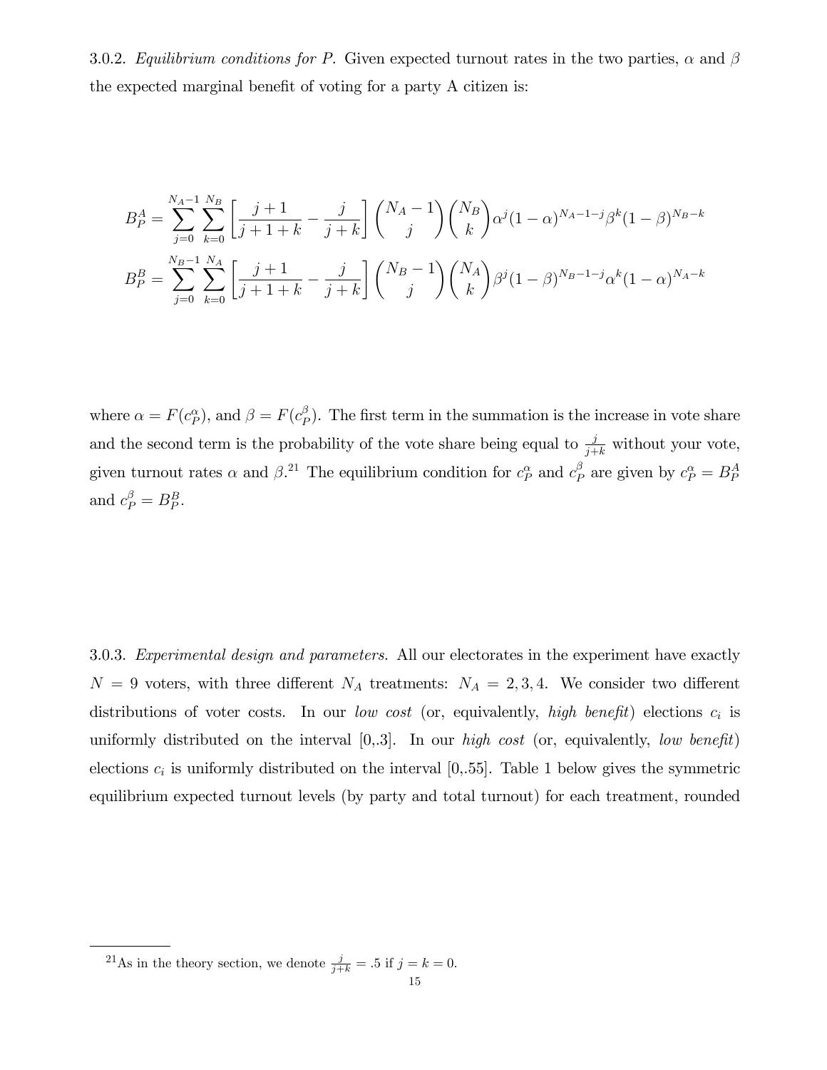3.0.2. *Equilibrium conditions for P.* Given expected turnout rates in the two parties, $\alpha$ and $\beta$ the expected marginal benefit of voting for a party A citizen is:

$$B_P^A = \sum_{j=0}^{N_A-1} \sum_{k=0}^{N_B} \left[ \frac{j+1}{j+1+k} - \frac{j}{j+k} \right] \binom{N_A-1}{j} \binom{N_B}{k} \alpha^j (1-\alpha)^{N_A-1-j} \beta^k (1-\beta)^{N_B-k}$$

$$B_P^B = \sum_{j=0}^{N_B-1} \sum_{k=0}^{N_A} \left[ \frac{j+1}{j+1+k} - \frac{j}{j+k} \right] \binom{N_B-1}{j} \binom{N_A}{k} \beta^j (1-\beta)^{N_B-1-j} \alpha^k (1-\alpha)^{N_A-k}$$

where $\alpha = F(c_P^\alpha)$, and $\beta = F(c_P^\beta)$. The first term in the summation is the increase in vote share and the second term is the probability of the vote share being equal to $\frac{j}{j+k}$ without your vote, given turnout rates $\alpha$ and $\beta$.[21] The equilibrium condition for $c_P^\alpha$ and $c_P^\beta$ are given by $c_P^\alpha = B_P^A$ and $c_P^\beta = B_P^B$.

3.0.3. *Experimental design and parameters.* All our electorates in the experiment have exactly $N = 9$ voters, with three different $N_A$ treatments: $N_A = 2, 3, 4$. We consider two different distributions of voter costs. In our *low cost* (or, equivalently, *high benefit*) elections $c_i$ is uniformly distributed on the interval [0,.3]. In our *high cost* (or, equivalently, *low benefit*) elections $c_i$ is uniformly distributed on the interval [0,.55]. Table 1 below gives the symmetric equilibrium expected turnout levels (by party and total turnout) for each treatment, rounded

[21] As in the theory section, we denote $\frac{j}{j+k} = .5$ if $j = k = 0$.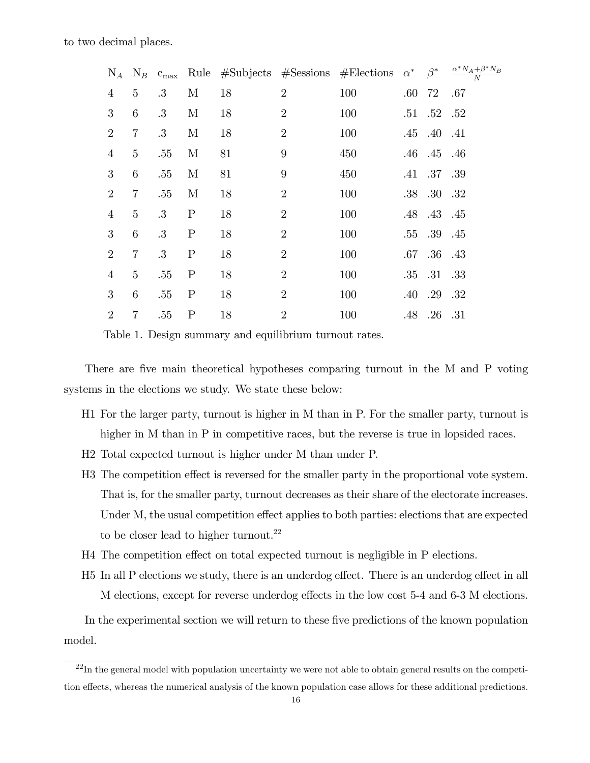to two decimal places.

| $N_A$ | $N_B$ | $c_{\max}$ | Rule | #Subjects | #Sessions | #Elections | $\alpha^*$ | $\beta^*$ | $\frac{\alpha^* N_A + \beta^* N_B}{N}$ |
|---|---|---|---|---|---|---|---|---|---|
| 4 | 5 | .3 | M | 18 | 2 | 100 | .60 | 72 | .67 |
| 3 | 6 | .3 | M | 18 | 2 | 100 | .51 | .52 | .52 |
| 2 | 7 | .3 | M | 18 | 2 | 100 | .45 | .40 | .41 |
| 4 | 5 | .55 | M | 81 | 9 | 450 | .46 | .45 | .46 |
| 3 | 6 | .55 | M | 81 | 9 | 450 | .41 | .37 | .39 |
| 2 | 7 | .55 | M | 18 | 2 | 100 | .38 | .30 | .32 |
| 4 | 5 | .3 | P | 18 | 2 | 100 | .48 | .43 | .45 |
| 3 | 6 | .3 | P | 18 | 2 | 100 | .55 | .39 | .45 |
| 2 | 7 | .3 | P | 18 | 2 | 100 | .67 | .36 | .43 |
| 4 | 5 | .55 | P | 18 | 2 | 100 | .35 | .31 | .33 |
| 3 | 6 | .55 | P | 18 | 2 | 100 | .40 | .29 | .32 |
| 2 | 7 | .55 | P | 18 | 2 | 100 | .48 | .26 | .31 |

Table 1. Design summary and equilibrium turnout rates.

There are five main theoretical hypotheses comparing turnout in the M and P voting systems in the elections we study. We state these below:

- H1 For the larger party, turnout is higher in M than in P. For the smaller party, turnout is higher in M than in P in competitive races, but the reverse is true in lopsided races.
- H2 Total expected turnout is higher under M than under P.
- H3 The competition effect is reversed for the smaller party in the proportional vote system. That is, for the smaller party, turnout decreases as their share of the electorate increases. Under M, the usual competition effect applies to both parties: elections that are expected to be closer lead to higher turnout.[22]
- H4 The competition effect on total expected turnout is negligible in P elections.
- H5 In all P elections we study, there is an underdog effect. There is an underdog effect in all M elections, except for reverse underdog effects in the low cost 5-4 and 6-3 M elections.

In the experimental section we will return to these five predictions of the known population model.

[22]In the general model with population uncertainty we were not able to obtain general results on the competition effects, whereas the numerical analysis of the known population case allows for these additional predictions.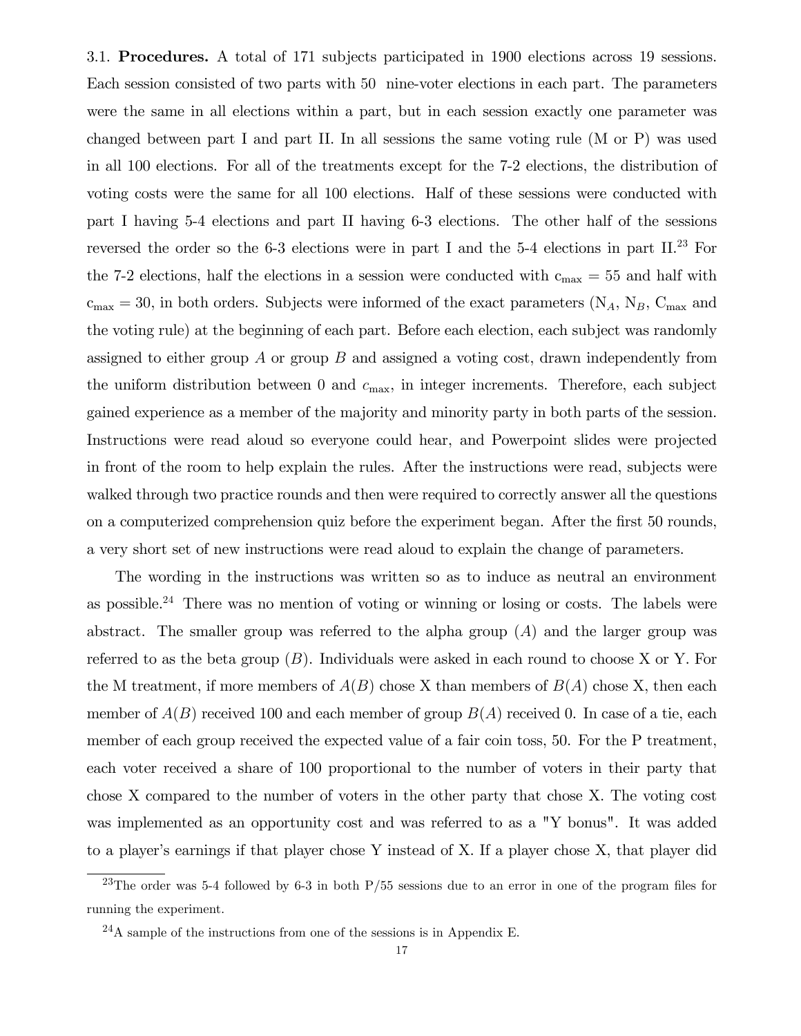3.1. **Procedures.** A total of 171 subjects participated in 1900 elections across 19 sessions. Each session consisted of two parts with 50 nine-voter elections in each part. The parameters were the same in all elections within a part, but in each session exactly one parameter was changed between part I and part II. In all sessions the same voting rule (M or P) was used in all 100 elections. For all of the treatments except for the 7-2 elections, the distribution of voting costs were the same for all 100 elections. Half of these sessions were conducted with part I having 5-4 elections and part II having 6-3 elections. The other half of the sessions reversed the order so the 6-3 elections were in part I and the 5-4 elections in part II.[23] For the 7-2 elections, half the elections in a session were conducted with $c_{max} = 55$ and half with $c_{max} = 30$, in both orders. Subjects were informed of the exact parameters ($N_A$, $N_B$, $C_{max}$ and the voting rule) at the beginning of each part. Before each election, each subject was randomly assigned to either group $A$ or group $B$ and assigned a voting cost, drawn independently from the uniform distribution between 0 and $c_{max}$, in integer increments. Therefore, each subject gained experience as a member of the majority and minority party in both parts of the session. Instructions were read aloud so everyone could hear, and Powerpoint slides were projected in front of the room to help explain the rules. After the instructions were read, subjects were walked through two practice rounds and then were required to correctly answer all the questions on a computerized comprehension quiz before the experiment began. After the first 50 rounds, a very short set of new instructions were read aloud to explain the change of parameters.

The wording in the instructions was written so as to induce as neutral an environment as possible.[24] There was no mention of voting or winning or losing or costs. The labels were abstract. The smaller group was referred to the alpha group ($A$) and the larger group was referred to as the beta group ($B$). Individuals were asked in each round to choose X or Y. For the M treatment, if more members of $A(B)$ chose X than members of $B(A)$ chose X, then each member of $A(B)$ received 100 and each member of group $B(A)$ received 0. In case of a tie, each member of each group received the expected value of a fair coin toss, 50. For the P treatment, each voter received a share of 100 proportional to the number of voters in their party that chose X compared to the number of voters in the other party that chose X. The voting cost was implemented as an opportunity cost and was referred to as a "Y bonus". It was added to a player's earnings if that player chose Y instead of X. If a player chose X, that player did

[23] The order was 5-4 followed by 6-3 in both P/55 sessions due to an error in one of the program files for running the experiment.

[24] A sample of the instructions from one of the sessions is in Appendix E.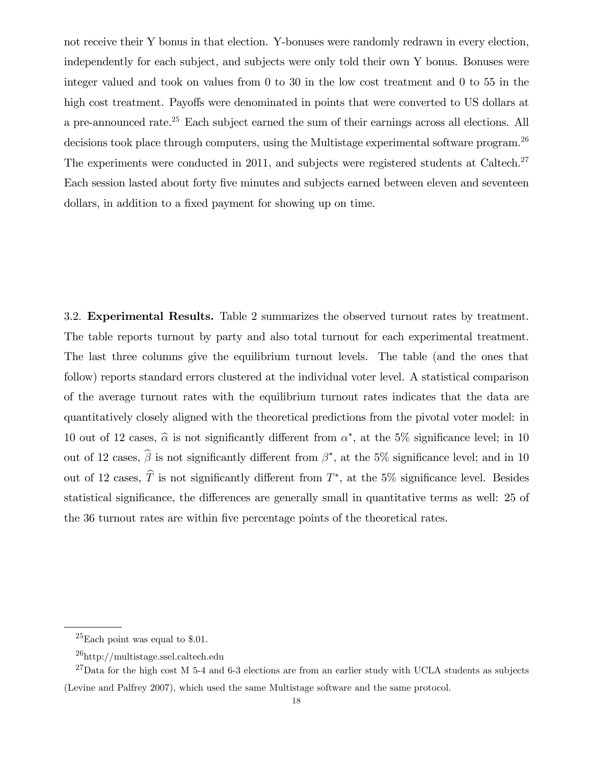not receive their Y bonus in that election. Y-bonuses were randomly redrawn in every election, independently for each subject, and subjects were only told their own Y bonus. Bonuses were integer valued and took on values from 0 to 30 in the low cost treatment and 0 to 55 in the high cost treatment. Payoffs were denominated in points that were converted to US dollars at a pre-announced rate.[25] Each subject earned the sum of their earnings across all elections. All decisions took place through computers, using the Multistage experimental software program.[26] The experiments were conducted in 2011, and subjects were registered students at Caltech.[27] Each session lasted about forty five minutes and subjects earned between eleven and seventeen dollars, in addition to a fixed payment for showing up on time.

3.2. **Experimental Results.** Table 2 summarizes the observed turnout rates by treatment. The table reports turnout by party and also total turnout for each experimental treatment. The last three columns give the equilibrium turnout levels. The table (and the ones that follow) reports standard errors clustered at the individual voter level. A statistical comparison of the average turnout rates with the equilibrium turnout rates indicates that the data are quantitatively closely aligned with the theoretical predictions from the pivotal voter model: in 10 out of 12 cases, $\widehat{\alpha}$ is not significantly different from $\alpha^*$, at the 5% significance level; in 10 out of 12 cases, $\widehat{\beta}$ is not significantly different from $\beta^*$, at the 5% significance level; and in 10 out of 12 cases, $\widehat{T}$ is not significantly different from $T^*$, at the 5% significance level. Besides statistical significance, the differences are generally small in quantitative terms as well: 25 of the 36 turnout rates are within five percentage points of the theoretical rates.

[25] Each point was equal to \$.01.

[26] http://multistage.ssel.caltech.edu

[27] Data for the high cost M 5-4 and 6-3 elections are from an earlier study with UCLA students as subjects (Levine and Palfrey 2007), which used the same Multistage software and the same protocol.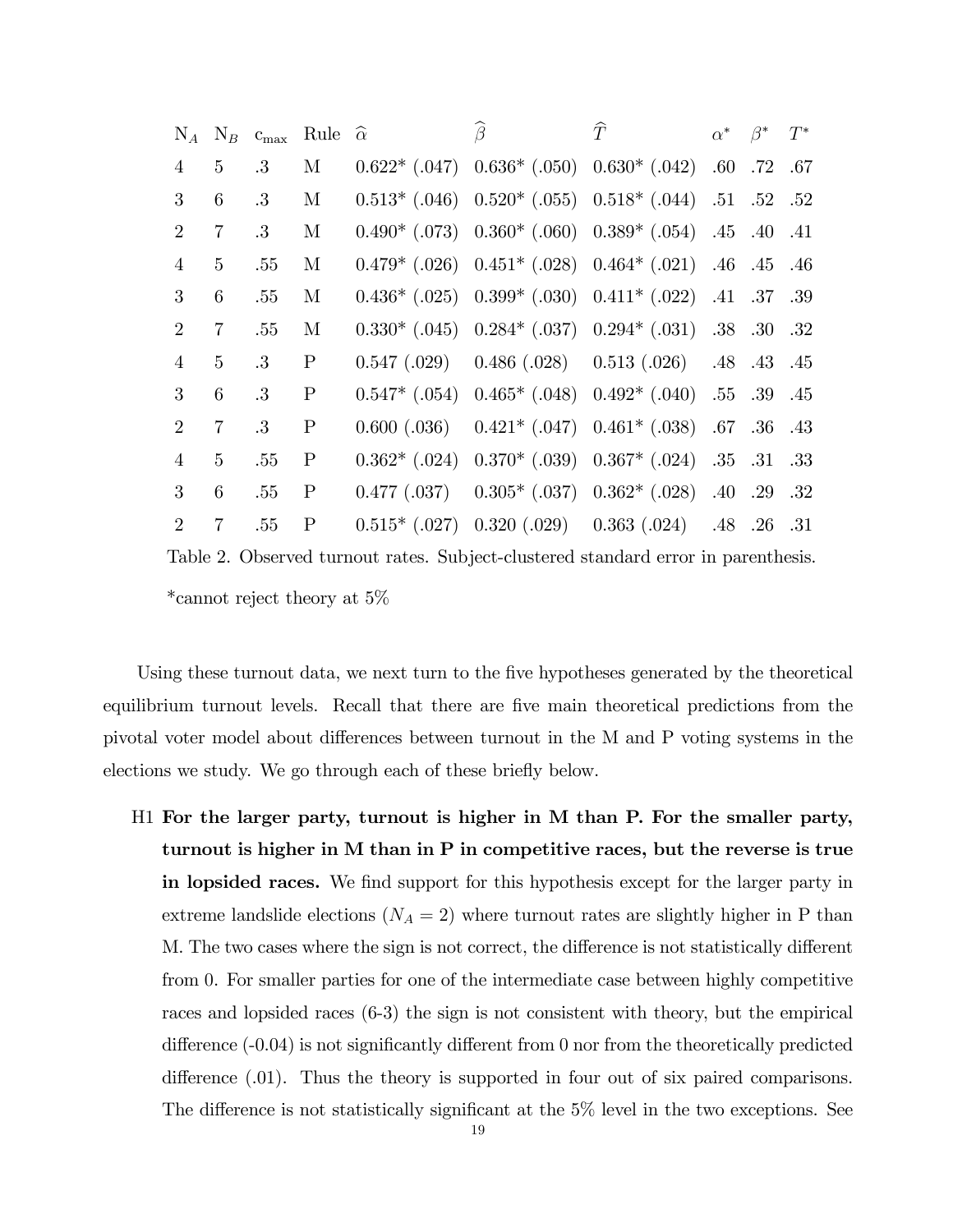| $N_A$ | $N_B$ | $c_{\max}$ | Rule | $\widehat{\alpha}$ | $\widehat{\beta}$ | $\widehat{T}$ | $\alpha^*$ | $\beta^*$ | $T^*$ |
|---|---|---|---|---|---|---|---|---|---|
| 4 | 5 | .3 | M | 0.622* (.047) | 0.636* (.050) | 0.630* (.042) | .60 | .72 | .67 |
| 3 | 6 | .3 | M | 0.513* (.046) | 0.520* (.055) | 0.518* (.044) | .51 | .52 | .52 |
| 2 | 7 | .3 | M | 0.490* (.073) | 0.360* (.060) | 0.389* (.054) | .45 | .40 | .41 |
| 4 | 5 | .55 | M | 0.479* (.026) | 0.451* (.028) | 0.464* (.021) | .46 | .45 | .46 |
| 3 | 6 | .55 | M | 0.436* (.025) | 0.399* (.030) | 0.411* (.022) | .41 | .37 | .39 |
| 2 | 7 | .55 | M | 0.330* (.045) | 0.284* (.037) | 0.294* (.031) | .38 | .30 | .32 |
| 4 | 5 | .3 | P | 0.547 (.029) | 0.486 (.028) | 0.513 (.026) | .48 | .43 | .45 |
| 3 | 6 | .3 | P | 0.547* (.054) | 0.465* (.048) | 0.492* (.040) | .55 | .39 | .45 |
| 2 | 7 | .3 | P | 0.600 (.036) | 0.421* (.047) | 0.461* (.038) | .67 | .36 | .43 |
| 4 | 5 | .55 | P | 0.362* (.024) | 0.370* (.039) | 0.367* (.024) | .35 | .31 | .33 |
| 3 | 6 | .55 | P | 0.477 (.037) | 0.305* (.037) | 0.362* (.028) | .40 | .29 | .32 |
| 2 | 7 | .55 | P | 0.515* (.027) | 0.320 (.029) | 0.363 (.024) | .48 | .26 | .31 |

Table 2. Observed turnout rates. Subject-clustered standard error in parenthesis.

*cannot reject theory at 5%

Using these turnout data, we next turn to the five hypotheses generated by the theoretical equilibrium turnout levels. Recall that there are five main theoretical predictions from the pivotal voter model about differences between turnout in the M and P voting systems in the elections we study. We go through each of these briefly below.

- H1 **For the larger party, turnout is higher in M than P. For the smaller party, turnout is higher in M than in P in competitive races, but the reverse is true in lopsided races.** We find support for this hypothesis except for the larger party in extreme landslide elections ($N_A = 2$) where turnout rates are slightly higher in P than M. The two cases where the sign is not correct, the difference is not statistically different from 0. For smaller parties for one of the intermediate case between highly competitive races and lopsided races (6-3) the sign is not consistent with theory, but the empirical difference (-0.04) is not significantly different from 0 nor from the theoretically predicted difference (.01). Thus the theory is supported in four out of six paired comparisons. The difference is not statistically significant at the 5% level in the two exceptions. See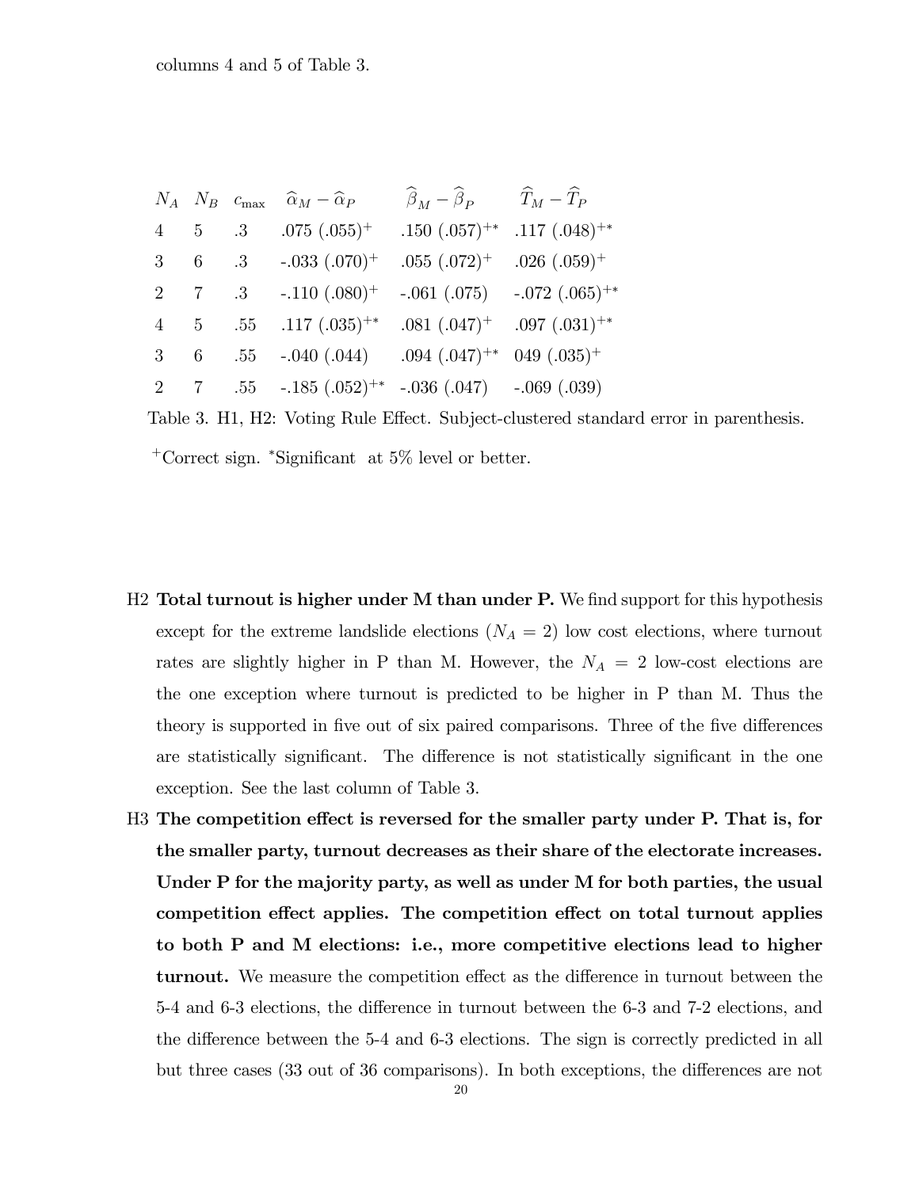columns 4 and 5 of Table 3.

| $N_A$ | $N_B$ | $c_{\max}$ | $\widehat{\alpha}_M - \widehat{\alpha}_P$ | $\widehat{\beta}_M - \widehat{\beta}_P$ | $\widehat{T}_M - \widehat{T}_P$ |
|---|---|---|---|---|---|
| 4 | 5 | .3 | .075 (.055)$^{+}$ | .150 (.057)$^{+*}$ | .117 (.048)$^{+*}$ |
| 3 | 6 | .3 | -.033 (.070)$^{+}$ | .055 (.072)$^{+}$ | .026 (.059)$^{+}$ |
| 2 | 7 | .3 | -.110 (.080)$^{+}$ | -.061 (.075) | -.072 (.065)$^{+*}$ |
| 4 | 5 | .55 | .117 (.035)$^{+*}$ | .081 (.047)$^{+}$ | .097 (.031)$^{+*}$ |
| 3 | 6 | .55 | -.040 (.044) | .094 (.047)$^{+*}$ | 049 (.035)$^{+}$ |
| 2 | 7 | .55 | -.185 (.052)$^{+*}$ | -.036 (.047) | -.069 (.039) |

Table 3. H1, H2: Voting Rule Effect. Subject-clustered standard error in parenthesis.

$^{+}$Correct sign. $^{*}$Significant at 5% level or better.

- H2 **Total turnout is higher under M than under P.** We find support for this hypothesis except for the extreme landslide elections ($N_A = 2$) low cost elections, where turnout rates are slightly higher in P than M. However, the $N_A = 2$ low-cost elections are the one exception where turnout is predicted to be higher in P than M. Thus the theory is supported in five out of six paired comparisons. Three of the five differences are statistically significant. The difference is not statistically significant in the one exception. See the last column of Table 3.

- H3 **The competition effect is reversed for the smaller party under P. That is, for the smaller party, turnout decreases as their share of the electorate increases. Under P for the majority party, as well as under M for both parties, the usual competition effect applies. The competition effect on total turnout applies to both P and M elections: i.e., more competitive elections lead to higher turnout.** We measure the competition effect as the difference in turnout between the 5-4 and 6-3 elections, the difference in turnout between the 6-3 and 7-2 elections, and the difference between the 5-4 and 6-3 elections. The sign is correctly predicted in all but three cases (33 out of 36 comparisons). In both exceptions, the differences are not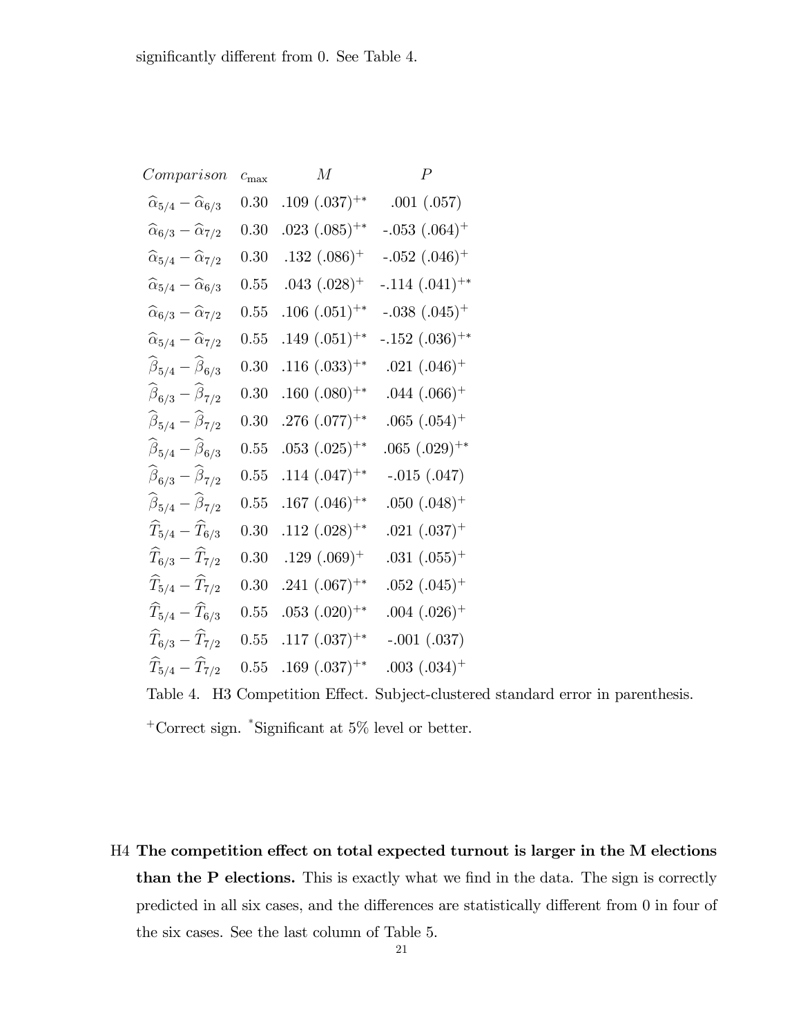significantly different from 0. See Table 4.

| *Comparison* | $c_{\max}$ | $M$ | $P$ |
|---|---|---|---|
| $\widehat{\alpha}_{5/4} - \widehat{\alpha}_{6/3}$ | 0.30 | .109 (.037)$^{+*}$ | .001 (.057) |
| $\widehat{\alpha}_{6/3} - \widehat{\alpha}_{7/2}$ | 0.30 | .023 (.085)$^{+*}$ | -.053 (.064)$^{+}$ |
| $\widehat{\alpha}_{5/4} - \widehat{\alpha}_{7/2}$ | 0.30 | .132 (.086)$^{+}$ | -.052 (.046)$^{+}$ |
| $\widehat{\alpha}_{5/4} - \widehat{\alpha}_{6/3}$ | 0.55 | .043 (.028)$^{+}$ | -.114 (.041)$^{+*}$ |
| $\widehat{\alpha}_{6/3} - \widehat{\alpha}_{7/2}$ | 0.55 | .106 (.051)$^{+*}$ | -.038 (.045)$^{+}$ |
| $\widehat{\alpha}_{5/4} - \widehat{\alpha}_{7/2}$ | 0.55 | .149 (.051)$^{+*}$ | -.152 (.036)$^{+*}$ |
| $\widehat{\beta}_{5/4} - \widehat{\beta}_{6/3}$ | 0.30 | .116 (.033)$^{+*}$ | .021 (.046)$^{+}$ |
| $\widehat{\beta}_{6/3} - \widehat{\beta}_{7/2}$ | 0.30 | .160 (.080)$^{+*}$ | .044 (.066)$^{+}$ |
| $\widehat{\beta}_{5/4} - \widehat{\beta}_{7/2}$ | 0.30 | .276 (.077)$^{+*}$ | .065 (.054)$^{+}$ |
| $\widehat{\beta}_{5/4} - \widehat{\beta}_{6/3}$ | 0.55 | .053 (.025)$^{+*}$ | .065 (.029)$^{+*}$ |
| $\widehat{\beta}_{6/3} - \widehat{\beta}_{7/2}$ | 0.55 | .114 (.047)$^{+*}$ | -.015 (.047) |
| $\widehat{\beta}_{5/4} - \widehat{\beta}_{7/2}$ | 0.55 | .167 (.046)$^{+*}$ | .050 (.048)$^{+}$ |
| $\widehat{T}_{5/4} - \widehat{T}_{6/3}$ | 0.30 | .112 (.028)$^{+*}$ | .021 (.037)$^{+}$ |
| $\widehat{T}_{6/3} - \widehat{T}_{7/2}$ | 0.30 | .129 (.069)$^{+}$ | .031 (.055)$^{+}$ |
| $\widehat{T}_{5/4} - \widehat{T}_{7/2}$ | 0.30 | .241 (.067)$^{+*}$ | .052 (.045)$^{+}$ |
| $\widehat{T}_{5/4} - \widehat{T}_{6/3}$ | 0.55 | .053 (.020)$^{+*}$ | .004 (.026)$^{+}$ |
| $\widehat{T}_{6/3} - \widehat{T}_{7/2}$ | 0.55 | .117 (.037)$^{+*}$ | -.001 (.037) |
| $\widehat{T}_{5/4} - \widehat{T}_{7/2}$ | 0.55 | .169 (.037)$^{+*}$ | .003 (.034)$^{+}$ |

Table 4. H3 Competition Effect. Subject-clustered standard error in parenthesis.

$^{+}$Correct sign. $^{*}$Significant at 5% level or better.

H4 **The competition effect on total expected turnout is larger in the M elections than the P elections.** This is exactly what we find in the data. The sign is correctly predicted in all six cases, and the differences are statistically different from 0 in four of the six cases. See the last column of Table 5.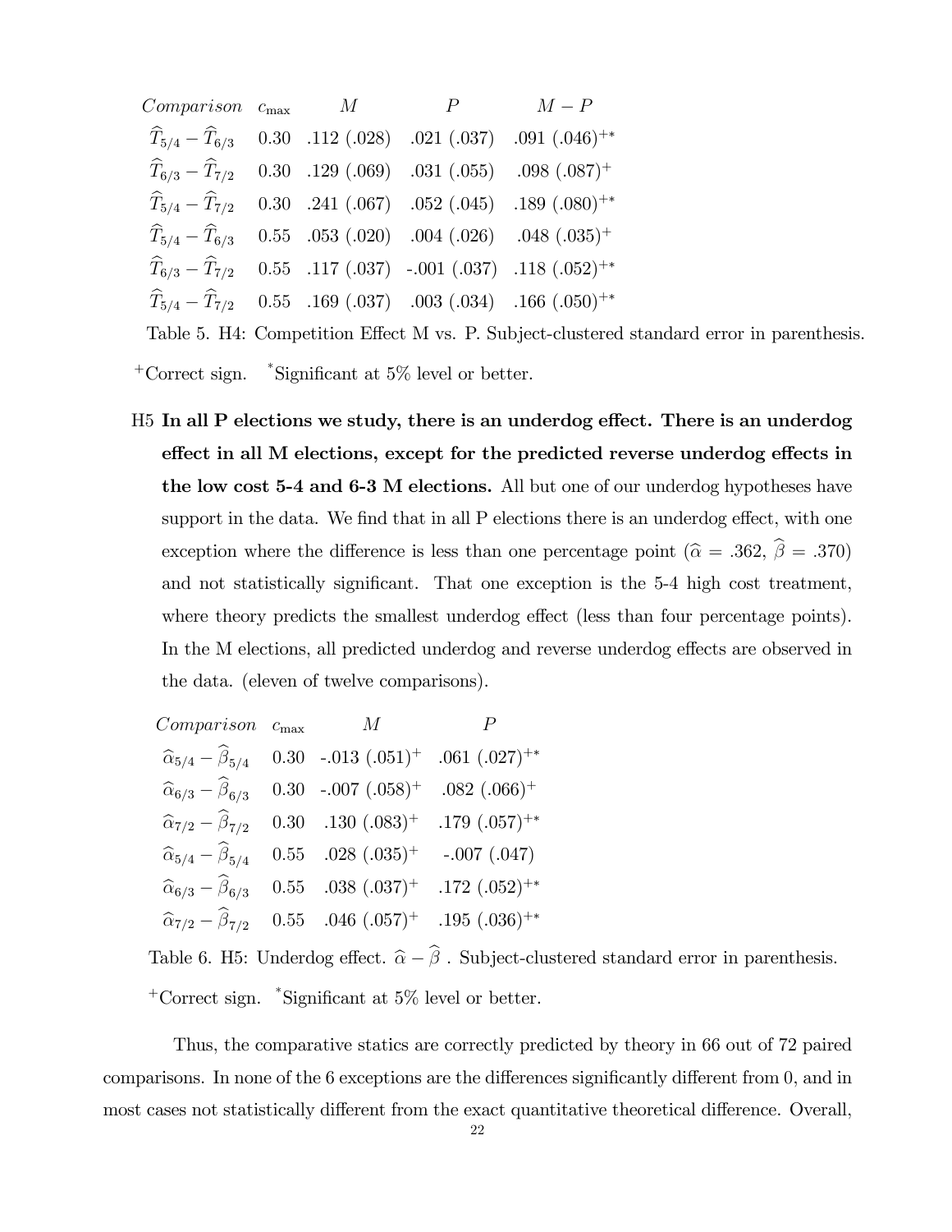| *Comparison* | $c_{\max}$ | $M$ | $P$ | $M-P$ |
|---|---|---|---|---|
| $\widehat{T}_{5/4}-\widehat{T}_{6/3}$ | 0.30 | .112 (.028) | .021 (.037) | .091 (.046)$^{+*}$ |
| $\widehat{T}_{6/3}-\widehat{T}_{7/2}$ | 0.30 | .129 (.069) | .031 (.055) | .098 (.087)$^{+}$ |
| $\widehat{T}_{5/4}-\widehat{T}_{7/2}$ | 0.30 | .241 (.067) | .052 (.045) | .189 (.080)$^{+*}$ |
| $\widehat{T}_{5/4}-\widehat{T}_{6/3}$ | 0.55 | .053 (.020) | .004 (.026) | .048 (.035)$^{+}$ |
| $\widehat{T}_{6/3}-\widehat{T}_{7/2}$ | 0.55 | .117 (.037) | -.001 (.037) | .118 (.052)$^{+*}$ |
| $\widehat{T}_{5/4}-\widehat{T}_{7/2}$ | 0.55 | .169 (.037) | .003 (.034) | .166 (.050)$^{+*}$ |

Table 5. H4: Competition Effect M vs. P. Subject-clustered standard error in parenthesis.

$^{+}$Correct sign. $^{*}$Significant at 5% level or better.

H5 **In all P elections we study, there is an underdog effect. There is an underdog effect in all M elections, except for the predicted reverse underdog effects in the low cost 5-4 and 6-3 M elections.** All but one of our underdog hypotheses have support in the data. We find that in all P elections there is an underdog effect, with one exception where the difference is less than one percentage point ($\widehat{\alpha}=.362$, $\widehat{\beta}=.370$) and not statistically significant. That one exception is the 5-4 high cost treatment, where theory predicts the smallest underdog effect (less than four percentage points). In the M elections, all predicted underdog and reverse underdog effects are observed in the data. (eleven of twelve comparisons).

| *Comparison* | $c_{\max}$ | $M$ | $P$ |
|---|---|---|---|
| $\widehat{\alpha}_{5/4}-\widehat{\beta}_{5/4}$ | 0.30 | -.013 (.051)$^{+}$ | .061 (.027)$^{+*}$ |
| $\widehat{\alpha}_{6/3}-\widehat{\beta}_{6/3}$ | 0.30 | -.007 (.058)$^{+}$ | .082 (.066)$^{+}$ |
| $\widehat{\alpha}_{7/2}-\widehat{\beta}_{7/2}$ | 0.30 | .130 (.083)$^{+}$ | .179 (.057)$^{+*}$ |
| $\widehat{\alpha}_{5/4}-\widehat{\beta}_{5/4}$ | 0.55 | .028 (.035)$^{+}$ | -.007 (.047) |
| $\widehat{\alpha}_{6/3}-\widehat{\beta}_{6/3}$ | 0.55 | .038 (.037)$^{+}$ | .172 (.052)$^{+*}$ |
| $\widehat{\alpha}_{7/2}-\widehat{\beta}_{7/2}$ | 0.55 | .046 (.057)$^{+}$ | .195 (.036)$^{+*}$ |

Table 6. H5: Underdog effect. $\widehat{\alpha}-\widehat{\beta}$ . Subject-clustered standard error in parenthesis.

$^{+}$Correct sign. $^{*}$Significant at 5% level or better.

Thus, the comparative statics are correctly predicted by theory in 66 out of 72 paired comparisons. In none of the 6 exceptions are the differences significantly different from 0, and in most cases not statistically different from the exact quantitative theoretical difference. Overall,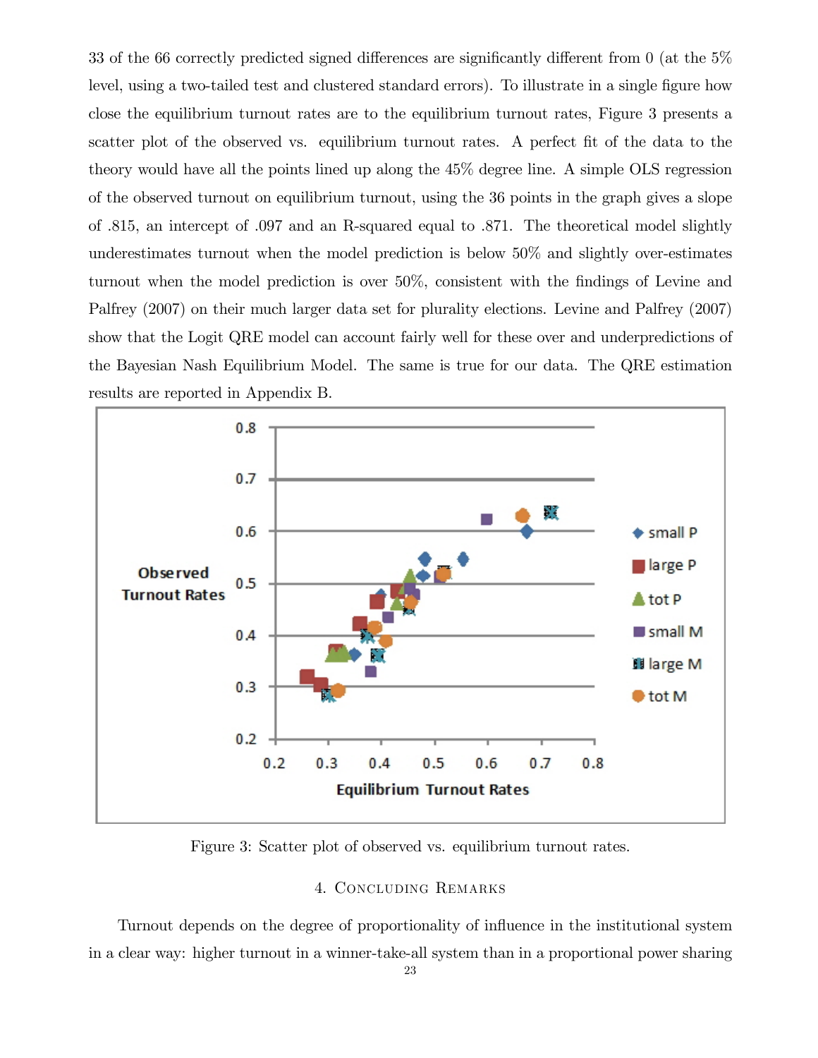33 of the 66 correctly predicted signed differences are significantly different from 0 (at the 5% level, using a two-tailed test and clustered standard errors). To illustrate in a single figure how close the equilibrium turnout rates are to the equilibrium turnout rates, Figure 3 presents a scatter plot of the observed vs. equilibrium turnout rates. A perfect fit of the data to the theory would have all the points lined up along the 45% degree line. A simple OLS regression of the observed turnout on equilibrium turnout, using the 36 points in the graph gives a slope of .815, an intercept of .097 and an R-squared equal to .871. The theoretical model slightly underestimates turnout when the model prediction is below 50% and slightly over-estimates turnout when the model prediction is over 50%, consistent with the findings of Levine and Palfrey (2007) on their much larger data set for plurality elections. Levine and Palfrey (2007) show that the Logit QRE model can account fairly well for these over and underpredictions of the Bayesian Nash Equilibrium Model. The same is true for our data. The QRE estimation results are reported in Appendix B.

Figure 3: Scatter plot of observed vs. equilibrium turnout rates.

## 4. Concluding Remarks

Turnout depends on the degree of proportionality of influence in the institutional system in a clear way: higher turnout in a winner-take-all system than in a proportional power sharing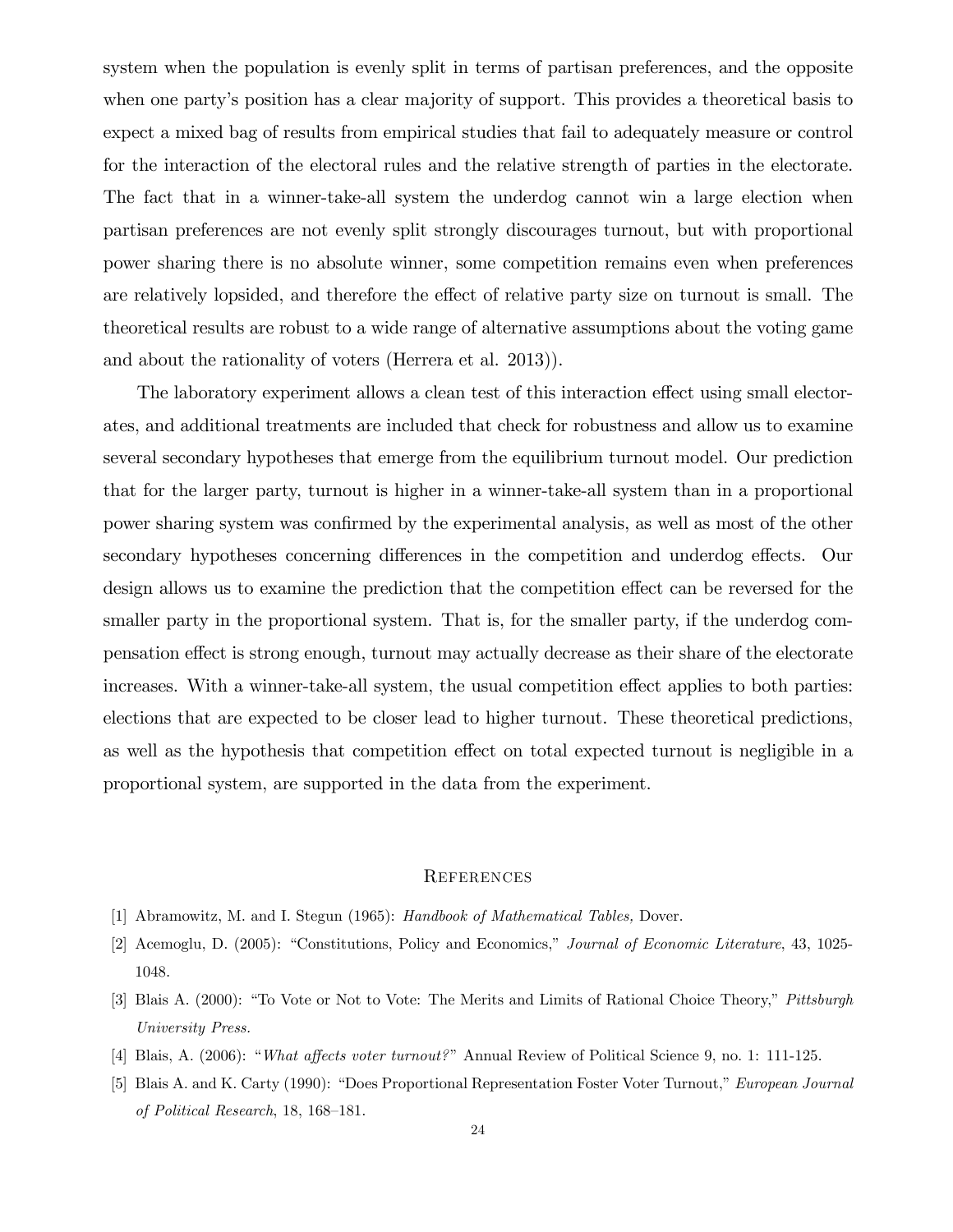system when the population is evenly split in terms of partisan preferences, and the opposite when one party's position has a clear majority of support. This provides a theoretical basis to expect a mixed bag of results from empirical studies that fail to adequately measure or control for the interaction of the electoral rules and the relative strength of parties in the electorate. The fact that in a winner-take-all system the underdog cannot win a large election when partisan preferences are not evenly split strongly discourages turnout, but with proportional power sharing there is no absolute winner, some competition remains even when preferences are relatively lopsided, and therefore the effect of relative party size on turnout is small. The theoretical results are robust to a wide range of alternative assumptions about the voting game and about the rationality of voters (Herrera et al. 2013)).

The laboratory experiment allows a clean test of this interaction effect using small electorates, and additional treatments are included that check for robustness and allow us to examine several secondary hypotheses that emerge from the equilibrium turnout model. Our prediction that for the larger party, turnout is higher in a winner-take-all system than in a proportional power sharing system was confirmed by the experimental analysis, as well as most of the other secondary hypotheses concerning differences in the competition and underdog effects. Our design allows us to examine the prediction that the competition effect can be reversed for the smaller party in the proportional system. That is, for the smaller party, if the underdog compensation effect is strong enough, turnout may actually decrease as their share of the electorate increases. With a winner-take-all system, the usual competition effect applies to both parties: elections that are expected to be closer lead to higher turnout. These theoretical predictions, as well as the hypothesis that competition effect on total expected turnout is negligible in a proportional system, are supported in the data from the experiment.

## References

[1] Abramowitz, M. and I. Stegun (1965): *Handbook of Mathematical Tables,* Dover.

[2] Acemoglu, D. (2005): "Constitutions, Policy and Economics," *Journal of Economic Literature*, 43, 1025-1048.

[3] Blais A. (2000): "To Vote or Not to Vote: The Merits and Limits of Rational Choice Theory," *Pittsburgh University Press.*

[4] Blais, A. (2006): "*What affects voter turnout?*" Annual Review of Political Science 9, no. 1: 111-125.

[5] Blais A. and K. Carty (1990): "Does Proportional Representation Foster Voter Turnout," *European Journal of Political Research*, 18, 168–181.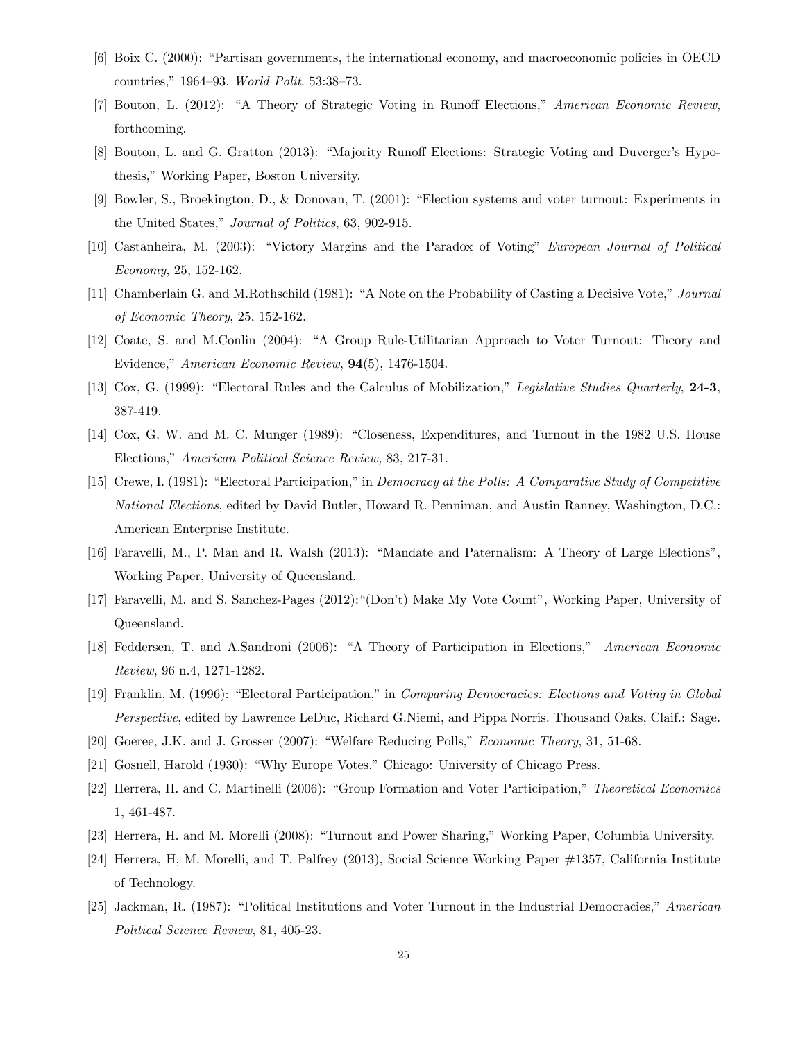[6] Boix C. (2000): "Partisan governments, the international economy, and macroeconomic policies in OECD countries," 1964–93. *World Polit.* 53:38–73.

[7] Bouton, L. (2012): "A Theory of Strategic Voting in Runoff Elections," *American Economic Review*, forthcoming.

[8] Bouton, L. and G. Gratton (2013): "Majority Runoff Elections: Strategic Voting and Duverger's Hypothesis," Working Paper, Boston University.

[9] Bowler, S., Broekington, D., & Donovan, T. (2001): "Election systems and voter turnout: Experiments in the United States," *Journal of Politics*, 63, 902-915.

[10] Castanheira, M. (2003): "Victory Margins and the Paradox of Voting" *European Journal of Political Economy*, 25, 152-162.

[11] Chamberlain G. and M.Rothschild (1981): "A Note on the Probability of Casting a Decisive Vote," *Journal of Economic Theory*, 25, 152-162.

[12] Coate, S. and M.Conlin (2004): "A Group Rule-Utilitarian Approach to Voter Turnout: Theory and Evidence," *American Economic Review*, **94**(5), 1476-1504.

[13] Cox, G. (1999): "Electoral Rules and the Calculus of Mobilization," *Legislative Studies Quarterly*, **24-3**, 387-419.

[14] Cox, G. W. and M. C. Munger (1989): "Closeness, Expenditures, and Turnout in the 1982 U.S. House Elections," *American Political Science Review,* 83, 217-31.

[15] Crewe, I. (1981): "Electoral Participation," in *Democracy at the Polls: A Comparative Study of Competitive National Elections*, edited by David Butler, Howard R. Penniman, and Austin Ranney, Washington, D.C.: American Enterprise Institute.

[16] Faravelli, M., P. Man and R. Walsh (2013): "Mandate and Paternalism: A Theory of Large Elections", Working Paper, University of Queensland.

[17] Faravelli, M. and S. Sanchez-Pages (2012):"(Don't) Make My Vote Count", Working Paper, University of Queensland.

[18] Feddersen, T. and A.Sandroni (2006): "A Theory of Participation in Elections," *American Economic Review*, 96 n.4, 1271-1282.

[19] Franklin, M. (1996): "Electoral Participation," in *Comparing Democracies: Elections and Voting in Global Perspective*, edited by Lawrence LeDuc, Richard G.Niemi, and Pippa Norris. Thousand Oaks, Claif.: Sage.

[20] Goeree, J.K. and J. Grosser (2007): "Welfare Reducing Polls," *Economic Theory*, 31, 51-68.

[21] Gosnell, Harold (1930): "Why Europe Votes." Chicago: University of Chicago Press.

[22] Herrera, H. and C. Martinelli (2006): "Group Formation and Voter Participation," *Theoretical Economics* 1, 461-487.

[23] Herrera, H. and M. Morelli (2008): "Turnout and Power Sharing," Working Paper, Columbia University.

[24] Herrera, H, M. Morelli, and T. Palfrey (2013), Social Science Working Paper #1357, California Institute of Technology.

[25] Jackman, R. (1987): "Political Institutions and Voter Turnout in the Industrial Democracies," *American Political Science Review*, 81, 405-23.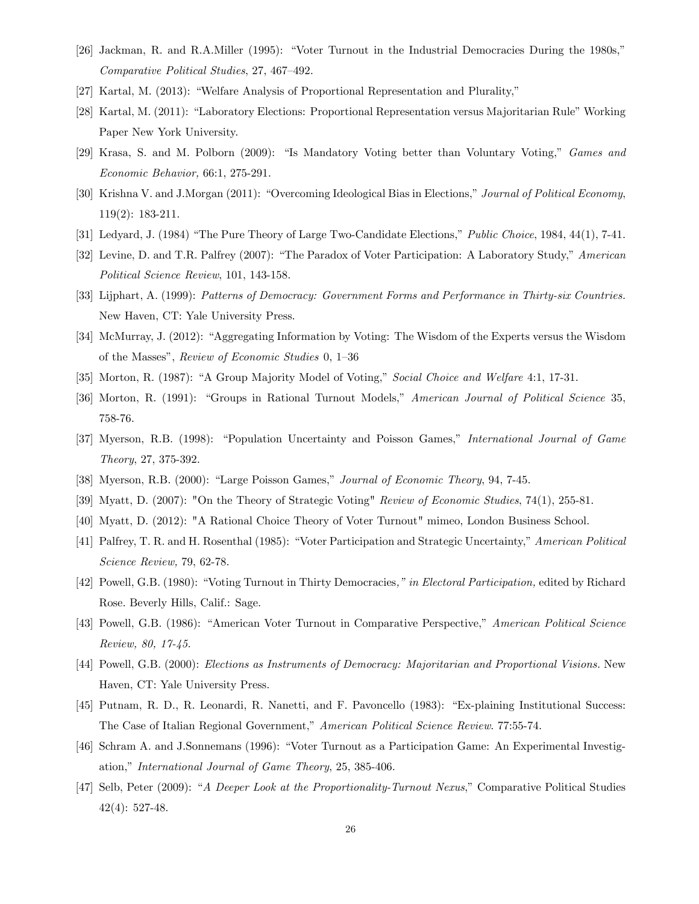[26] Jackman, R. and R.A.Miller (1995): "Voter Turnout in the Industrial Democracies During the 1980s," *Comparative Political Studies*, 27, 467–492.

[27] Kartal, M. (2013): "Welfare Analysis of Proportional Representation and Plurality,"

[28] Kartal, M. (2011): "Laboratory Elections: Proportional Representation versus Majoritarian Rule" Working Paper New York University.

[29] Krasa, S. and M. Polborn (2009): "Is Mandatory Voting better than Voluntary Voting," *Games and Economic Behavior,* 66:1, 275-291.

[30] Krishna V. and J.Morgan (2011): "Overcoming Ideological Bias in Elections," *Journal of Political Economy*, 119(2): 183-211.

[31] Ledyard, J. (1984) "The Pure Theory of Large Two-Candidate Elections," *Public Choice*, 1984, 44(1), 7-41.

[32] Levine, D. and T.R. Palfrey (2007): "The Paradox of Voter Participation: A Laboratory Study," *American Political Science Review*, 101, 143-158.

[33] Lijphart, A. (1999): *Patterns of Democracy: Government Forms and Performance in Thirty-six Countries.* New Haven, CT: Yale University Press.

[34] McMurray, J. (2012): "Aggregating Information by Voting: The Wisdom of the Experts versus the Wisdom of the Masses", *Review of Economic Studies* 0, 1–36

[35] Morton, R. (1987): "A Group Majority Model of Voting," *Social Choice and Welfare* 4:1, 17-31.

[36] Morton, R. (1991): "Groups in Rational Turnout Models," *American Journal of Political Science* 35, 758-76.

[37] Myerson, R.B. (1998): "Population Uncertainty and Poisson Games," *International Journal of Game Theory*, 27, 375-392.

[38] Myerson, R.B. (2000): "Large Poisson Games," *Journal of Economic Theory*, 94, 7-45.

[39] Myatt, D. (2007): "On the Theory of Strategic Voting" *Review of Economic Studies*, 74(1), 255-81.

[40] Myatt, D. (2012): "A Rational Choice Theory of Voter Turnout" mimeo, London Business School.

[41] Palfrey, T. R. and H. Rosenthal (1985): "Voter Participation and Strategic Uncertainty," *American Political Science Review,* 79, 62-78.

[42] Powell, G.B. (1980): "Voting Turnout in Thirty Democracies*," in Electoral Participation,* edited by Richard Rose. Beverly Hills, Calif.: Sage.

[43] Powell, G.B. (1986): "American Voter Turnout in Comparative Perspective," *American Political Science Review, 80, 17-45.*

[44] Powell, G.B. (2000): *Elections as Instruments of Democracy: Majoritarian and Proportional Visions.* New Haven, CT: Yale University Press.

[45] Putnam, R. D., R. Leonardi, R. Nanetti, and F. Pavoncello (1983): "Ex-plaining Institutional Success: The Case of Italian Regional Government," *American Political Science Review*. 77:55-74.

[46] Schram A. and J.Sonnemans (1996): "Voter Turnout as a Participation Game: An Experimental Investigation," *International Journal of Game Theory*, 25, 385-406.

[47] Selb, Peter (2009): "*A Deeper Look at the Proportionality-Turnout Nexus*," Comparative Political Studies 42(4): 527-48.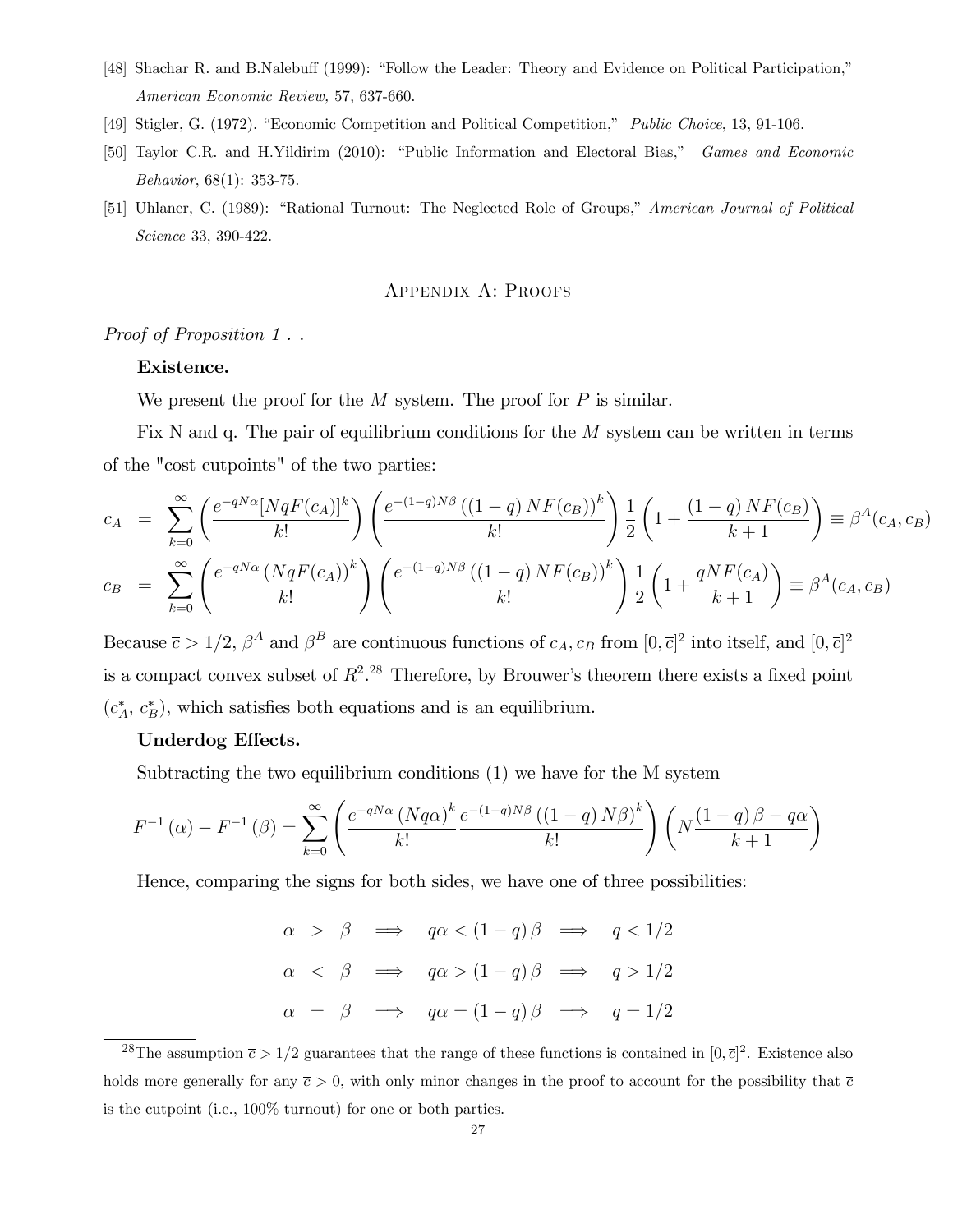[48] Shachar R. and B.Nalebuff (1999): "Follow the Leader: Theory and Evidence on Political Participation," *American Economic Review,* 57, 637-660.

[49] Stigler, G. (1972). "Economic Competition and Political Competition," *Public Choice*, 13, 91-106.

[50] Taylor C.R. and H.Yildirim (2010): "Public Information and Electoral Bias," *Games and Economic Behavior*, 68(1): 353-75.

[51] Uhlaner, C. (1989): "Rational Turnout: The Neglected Role of Groups," *American Journal of Political Science* 33, 390-422.

## Appendix A: Proofs

*Proof of Proposition 1 . .*

**Existence.**

We present the proof for the $M$ system. The proof for $P$ is similar.

Fix N and q. The pair of equilibrium conditions for the $M$ system can be written in terms of the "cost cutpoints" of the two parties:

$$
\begin{aligned}
c_A &= \sum_{k=0}^{\infty}\left(\frac{e^{-qN\alpha}[NqF(c_A)]^k}{k!}\right)\left(\frac{e^{-(1-q)N\beta}\left((1-q)NF(c_B)\right)^k}{k!}\right)\frac{1}{2}\left(1+\frac{(1-q)NF(c_B)}{k+1}\right) \equiv \beta^A(c_A,c_B) \\
c_B &= \sum_{k=0}^{\infty}\left(\frac{e^{-qN\alpha}\left(NqF(c_A)\right)^k}{k!}\right)\left(\frac{e^{-(1-q)N\beta}\left((1-q)NF(c_B)\right)^k}{k!}\right)\frac{1}{2}\left(1+\frac{qNF(c_A)}{k+1}\right) \equiv \beta^A(c_A,c_B)
\end{aligned}
$$

Because $\bar{c} > 1/2$, $\beta^A$ and $\beta^B$ are continuous functions of $c_A, c_B$ from $[0,\bar{c}]^2$ into itself, and $[0,\bar{c}]^2$ is a compact convex subset of $R^2$.[28] Therefore, by Brouwer's theorem there exists a fixed point $(c_A^*,\, c_B^*)$, which satisfies both equations and is an equilibrium.

**Underdog Effects.**

Subtracting the two equilibrium conditions (1) we have for the M system

$$
F^{-1}(\alpha) - F^{-1}(\beta) = \sum_{k=0}^{\infty}\left(\frac{e^{-qN\alpha}\left(Nq\alpha\right)^k}{k!}\frac{e^{-(1-q)N\beta}\left((1-q)N\beta\right)^k}{k!}\right)\left(N\frac{(1-q)\beta - q\alpha}{k+1}\right)
$$

Hence, comparing the signs for both sides, we have one of three possibilities:

$$
\begin{aligned}
\alpha &> \beta \quad\Longrightarrow\quad q\alpha < (1-q)\beta \quad\Longrightarrow\quad q < 1/2 \\
\alpha &< \beta \quad\Longrightarrow\quad q\alpha > (1-q)\beta \quad\Longrightarrow\quad q > 1/2 \\
\alpha &= \beta \quad\Longrightarrow\quad q\alpha = (1-q)\beta \quad\Longrightarrow\quad q = 1/2
\end{aligned}
$$

---

[28] The assumption $\bar{c} > 1/2$ guarantees that the range of these functions is contained in $[0,\bar{c}]^2$. Existence also holds more generally for any $\bar{c} > 0$, with only minor changes in the proof to account for the possibility that $\bar{c}$ is the cutpoint (i.e., 100% turnout) for one or both parties.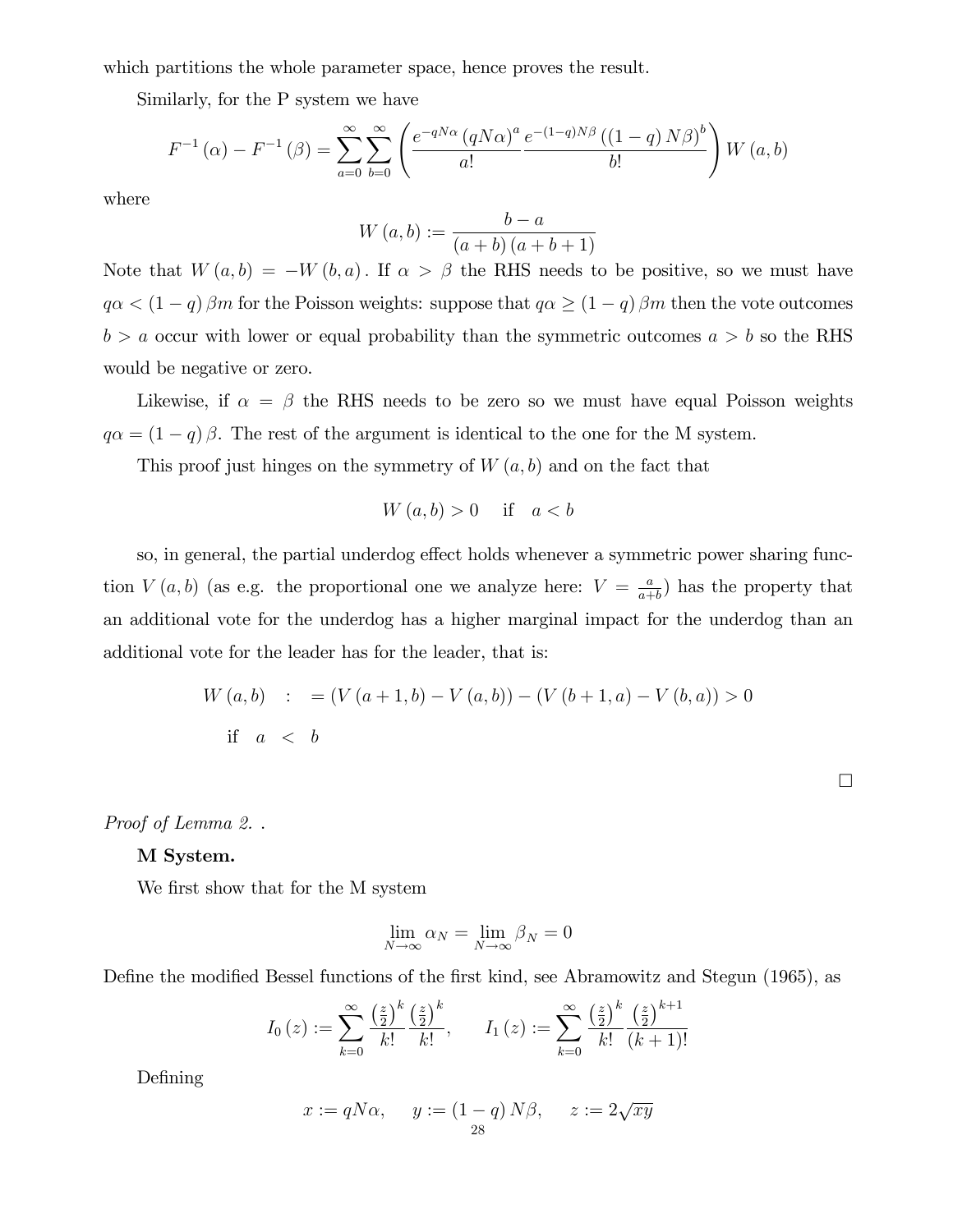which partitions the whole parameter space, hence proves the result.

Similarly, for the P system we have

$$F^{-1}(\alpha) - F^{-1}(\beta) = \sum_{a=0}^{\infty}\sum_{b=0}^{\infty}\left(\frac{e^{-qN\alpha}(qN\alpha)^a}{a!}\frac{e^{-(1-q)N\beta}((1-q)N\beta)^b}{b!}\right)W(a,b)$$

where

$$W(a,b) := \frac{b-a}{(a+b)(a+b+1)}$$

Note that $W(a,b) = -W(b,a)$. If $\alpha > \beta$ the RHS needs to be positive, so we must have $q\alpha < (1-q)\beta m$ for the Poisson weights: suppose that $q\alpha \geq (1-q)\beta m$ then the vote outcomes $b > a$ occur with lower or equal probability than the symmetric outcomes $a > b$ so the RHS would be negative or zero.

Likewise, if $\alpha = \beta$ the RHS needs to be zero so we must have equal Poisson weights $q\alpha = (1-q)\beta$. The rest of the argument is identical to the one for the M system.

This proof just hinges on the symmetry of $W(a,b)$ and on the fact that

$$W(a,b) > 0 \quad \text{if} \quad a < b$$

so, in general, the partial underdog effect holds whenever a symmetric power sharing function $V(a,b)$ (as e.g. the proportional one we analyze here: $V = \frac{a}{a+b}$) has the property that an additional vote for the underdog has a higher marginal impact for the underdog than an additional vote for the leader has for the leader, that is:

$$\begin{aligned} W(a,b) \quad &: \quad = (V(a+1,b) - V(a,b)) - (V(b+1,a) - V(b,a)) > 0 \\ \text{if} \quad a \quad &< \quad b \end{aligned}$$

□

*Proof of Lemma 2.* .

**M System.**

We first show that for the M system

$$\lim_{N\to\infty} \alpha_N = \lim_{N\to\infty} \beta_N = 0$$

Define the modified Bessel functions of the first kind, see Abramowitz and Stegun (1965), as

$$I_0(z) := \sum_{k=0}^{\infty} \frac{\left(\frac{z}{2}\right)^k}{k!}\frac{\left(\frac{z}{2}\right)^k}{k!}, \qquad I_1(z) := \sum_{k=0}^{\infty} \frac{\left(\frac{z}{2}\right)^k}{k!}\frac{\left(\frac{z}{2}\right)^{k+1}}{(k+1)!}$$

Defining

$$x := qN\alpha, \quad y := (1-q)N\beta, \quad z := 2\sqrt{xy}$$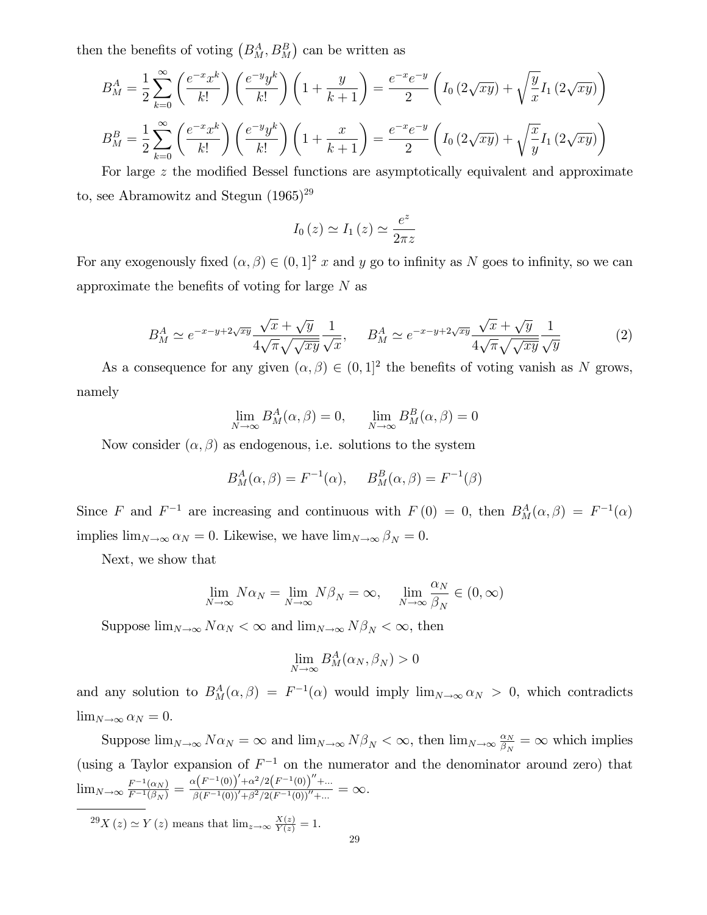then the benefits of voting $\left(B_M^A, B_M^B\right)$ can be written as

$$B_M^A = \frac{1}{2}\sum_{k=0}^{\infty}\left(\frac{e^{-x}x^k}{k!}\right)\left(\frac{e^{-y}y^k}{k!}\right)\left(1+\frac{y}{k+1}\right) = \frac{e^{-x}e^{-y}}{2}\left(I_0\left(2\sqrt{xy}\right)+\sqrt{\frac{y}{x}}I_1\left(2\sqrt{xy}\right)\right)$$

$$B_M^B = \frac{1}{2}\sum_{k=0}^{\infty}\left(\frac{e^{-x}x^k}{k!}\right)\left(\frac{e^{-y}y^k}{k!}\right)\left(1+\frac{x}{k+1}\right) = \frac{e^{-x}e^{-y}}{2}\left(I_0\left(2\sqrt{xy}\right)+\sqrt{\frac{x}{y}}I_1\left(2\sqrt{xy}\right)\right)$$

For large $z$ the modified Bessel functions are asymptotically equivalent and approximate to, see Abramowitz and Stegun (1965)[29]

$$I_0\left(z\right) \simeq I_1\left(z\right) \simeq \frac{e^z}{2\pi z}$$

For any exogenously fixed $(\alpha, \beta) \in (0, 1]^2$ $x$ and $y$ go to infinity as $N$ goes to infinity, so we can approximate the benefits of voting for large $N$ as

$$B_M^A \simeq e^{-x-y+2\sqrt{xy}}\frac{\sqrt{x}+\sqrt{y}}{4\sqrt{\pi}\sqrt{\sqrt{xy}}}\frac{1}{\sqrt{x}}, \qquad B_M^A \simeq e^{-x-y+2\sqrt{xy}}\frac{\sqrt{x}+\sqrt{y}}{4\sqrt{\pi}\sqrt{\sqrt{xy}}}\frac{1}{\sqrt{y}} \tag{2}$$

As a consequence for any given $(\alpha, \beta) \in (0, 1]^2$ the benefits of voting vanish as $N$ grows, namely

$$\lim_{N\to\infty} B_M^A(\alpha, \beta) = 0, \qquad \lim_{N\to\infty} B_M^B(\alpha, \beta) = 0$$

Now consider $(\alpha, \beta)$ as endogenous, i.e. solutions to the system

$$B_M^A(\alpha, \beta) = F^{-1}(\alpha), \qquad B_M^B(\alpha, \beta) = F^{-1}(\beta)$$

Since $F$ and $F^{-1}$ are increasing and continuous with $F(0) = 0$, then $B_M^A(\alpha, \beta) = F^{-1}(\alpha)$ implies $\lim_{N\to\infty}\alpha_N = 0$. Likewise, we have $\lim_{N\to\infty}\beta_N = 0$.

Next, we show that

$$\lim_{N\to\infty} N\alpha_N = \lim_{N\to\infty} N\beta_N = \infty, \qquad \lim_{N\to\infty}\frac{\alpha_N}{\beta_N} \in (0, \infty)$$

Suppose $\lim_{N\to\infty} N\alpha_N < \infty$ and $\lim_{N\to\infty} N\beta_N < \infty$, then

$$\lim_{N\to\infty} B_M^A(\alpha_N, \beta_N) > 0$$

and any solution to $B_M^A(\alpha, \beta) = F^{-1}(\alpha)$ would imply $\lim_{N\to\infty}\alpha_N > 0$, which contradicts $\lim_{N\to\infty}\alpha_N = 0$.

Suppose $\lim_{N\to\infty} N\alpha_N = \infty$ and $\lim_{N\to\infty} N\beta_N < \infty$, then $\lim_{N\to\infty}\frac{\alpha_N}{\beta_N} = \infty$ which implies (using a Taylor expansion of $F^{-1}$ on the numerator and the denominator around zero) that $\lim_{N\to\infty}\frac{F^{-1}(\alpha_N)}{F^{-1}(\beta_N)} = \frac{\alpha\left(F^{-1}(0)\right)' + \alpha^2/2\left(F^{-1}(0)\right)'' + \ldots}{\beta\left(F^{-1}(0)\right)' + \beta^2/2\left(F^{-1}(0)\right)'' + \ldots} = \infty$.

[29] $X(z) \simeq Y(z)$ means that $\lim_{z\to\infty}\frac{X(z)}{Y(z)} = 1$.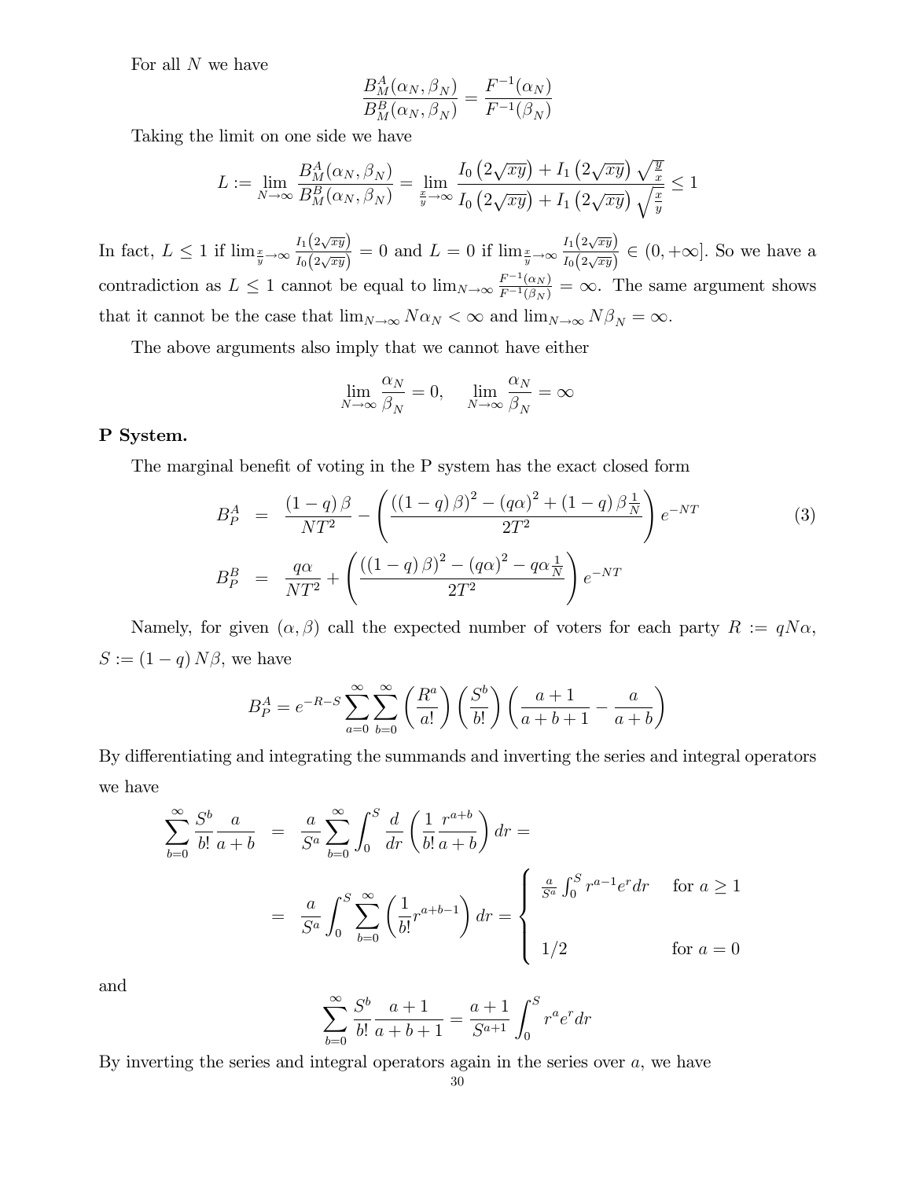For all $N$ we have

$$\frac{B_M^A(\alpha_N, \beta_N)}{B_M^B(\alpha_N, \beta_N)} = \frac{F^{-1}(\alpha_N)}{F^{-1}(\beta_N)}$$

Taking the limit on one side we have

$$L := \lim_{N\to\infty} \frac{B_M^A(\alpha_N, \beta_N)}{B_M^B(\alpha_N, \beta_N)} = \lim_{\frac{x}{y}\to\infty} \frac{I_0\left(2\sqrt{xy}\right) + I_1\left(2\sqrt{xy}\right)\sqrt{\frac{y}{x}}}{I_0\left(2\sqrt{xy}\right) + I_1\left(2\sqrt{xy}\right)\sqrt{\frac{x}{y}}} \leq 1$$

In fact, $L \leq 1$ if $\lim_{\frac{x}{y}\to\infty} \frac{I_1\left(2\sqrt{xy}\right)}{I_0\left(2\sqrt{xy}\right)} = 0$ and $L = 0$ if $\lim_{\frac{x}{y}\to\infty} \frac{I_1\left(2\sqrt{xy}\right)}{I_0\left(2\sqrt{xy}\right)} \in (0, +\infty]$. So we have a contradiction as $L \leq 1$ cannot be equal to $\lim_{N\to\infty} \frac{F^{-1}(\alpha_N)}{F^{-1}(\beta_N)} = \infty$. The same argument shows that it cannot be the case that $\lim_{N\to\infty} N\alpha_N < \infty$ and $\lim_{N\to\infty} N\beta_N = \infty$.

The above arguments also imply that we cannot have either

$$\lim_{N\to\infty} \frac{\alpha_N}{\beta_N} = 0, \quad \lim_{N\to\infty} \frac{\alpha_N}{\beta_N} = \infty$$

**P System.**

The marginal benefit of voting in the P system has the exact closed form

$$\begin{aligned} B_P^A &= \frac{(1-q)\,\beta}{NT^2} - \left( \frac{((1-q)\,\beta)^2 - (q\alpha)^2 + (1-q)\,\beta\frac{1}{N}}{2T^2} \right) e^{-NT} \\ B_P^B &= \frac{q\alpha}{NT^2} + \left( \frac{((1-q)\,\beta)^2 - (q\alpha)^2 - q\alpha\frac{1}{N}}{2T^2} \right) e^{-NT} \end{aligned} \tag{3}$$

Namely, for given $(\alpha, \beta)$ call the expected number of voters for each party $R := qN\alpha$, $S := (1-q)\,N\beta$, we have

$$B_P^A = e^{-R-S} \sum_{a=0}^{\infty} \sum_{b=0}^{\infty} \left(\frac{R^a}{a!}\right)\left(\frac{S^b}{b!}\right)\left(\frac{a+1}{a+b+1} - \frac{a}{a+b}\right)$$

By differentiating and integrating the summands and inverting the series and integral operators we have

$$\begin{aligned} \sum_{b=0}^{\infty} \frac{S^b}{b!}\frac{a}{a+b} &= \frac{a}{S^a} \sum_{b=0}^{\infty} \int_0^S \frac{d}{dr}\left(\frac{1}{b!}\frac{r^{a+b}}{a+b}\right) dr = \\ &= \frac{a}{S^a} \int_0^S \sum_{b=0}^{\infty} \left(\frac{1}{b!} r^{a+b-1}\right) dr = \begin{cases} \frac{a}{S^a}\int_0^S r^{a-1}e^r dr & \text{for } a \geq 1 \\ \\ 1/2 & \text{for } a = 0 \end{cases} \end{aligned}$$

and

$$\sum_{b=0}^{\infty} \frac{S^b}{b!}\frac{a+1}{a+b+1} = \frac{a+1}{S^{a+1}} \int_0^S r^a e^r dr$$

By inverting the series and integral operators again in the series over $a$, we have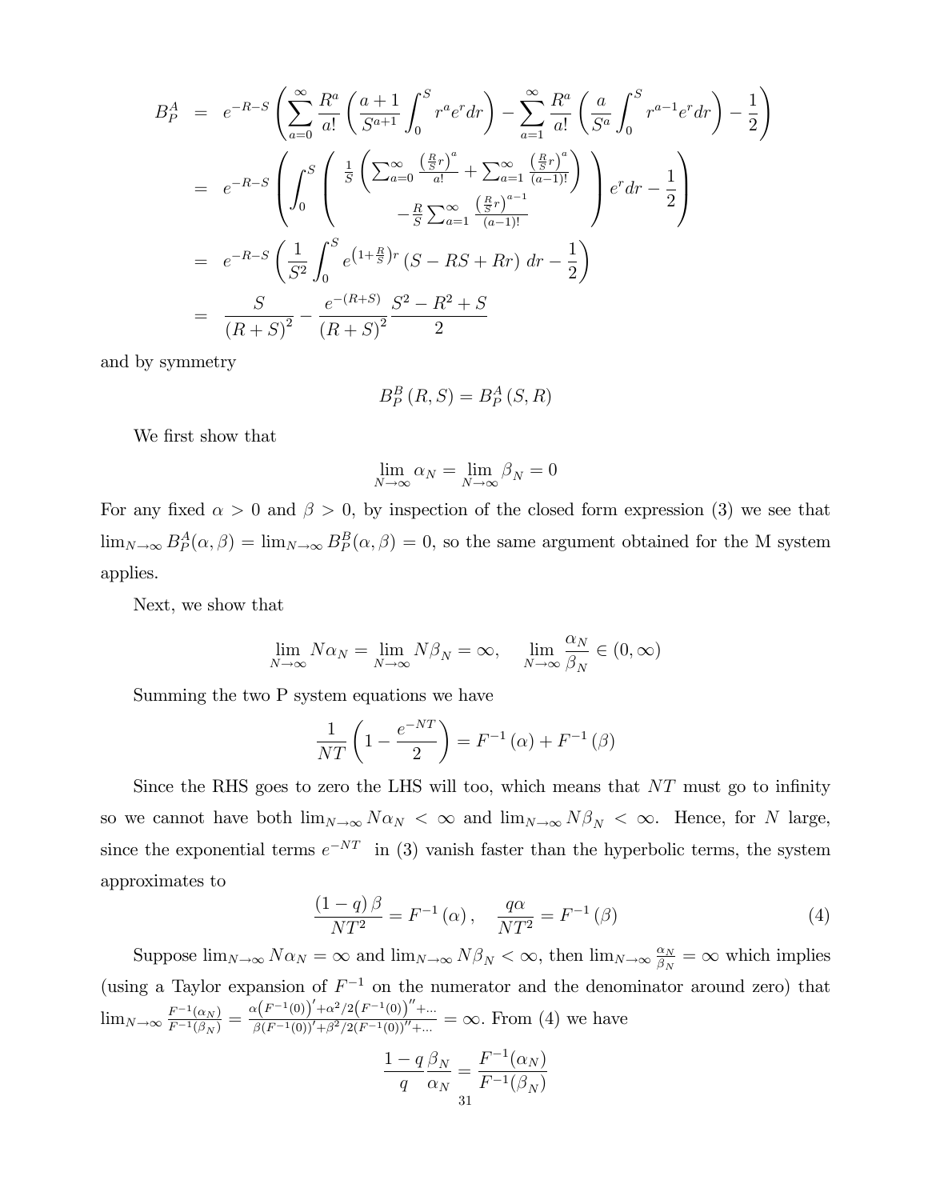$$
\begin{aligned}
B_P^A &= e^{-R-S}\left(\sum_{a=0}^{\infty}\frac{R^a}{a!}\left(\frac{a+1}{S^{a+1}}\int_0^S r^a e^r dr\right)-\sum_{a=1}^{\infty}\frac{R^a}{a!}\left(\frac{a}{S^a}\int_0^S r^{a-1}e^r dr\right)-\frac{1}{2}\right)\\
&= e^{-R-S}\left(\int_0^S \left(\begin{array}{c}\frac{1}{S}\left(\sum_{a=0}^{\infty}\frac{\left(\frac{R}{S}r\right)^a}{a!}+\sum_{a=1}^{\infty}\frac{\left(\frac{R}{S}r\right)^a}{(a-1)!}\right)\\ -\frac{R}{S}\sum_{a=1}^{\infty}\frac{\left(\frac{R}{S}r\right)^{a-1}}{(a-1)!}\end{array}\right)e^r dr-\frac{1}{2}\right)\\
&= e^{-R-S}\left(\frac{1}{S^2}\int_0^S e^{\left(1+\frac{R}{S}\right)r}\left(S-RS+Rr\right)dr-\frac{1}{2}\right)\\
&= \frac{S}{(R+S)^2}-\frac{e^{-(R+S)}}{(R+S)^2}\frac{S^2-R^2+S}{2}
\end{aligned}
$$

and by symmetry

$$
B_P^B(R,S)=B_P^A(S,R)
$$

We first show that

$$
\lim_{N\to\infty}\alpha_N=\lim_{N\to\infty}\beta_N=0
$$

For any fixed $\alpha>0$ and $\beta>0$, by inspection of the closed form expression (3) we see that $\lim_{N\to\infty}B_P^A(\alpha,\beta)=\lim_{N\to\infty}B_P^B(\alpha,\beta)=0$, so the same argument obtained for the M system applies.

Next, we show that

$$
\lim_{N\to\infty}N\alpha_N=\lim_{N\to\infty}N\beta_N=\infty,\quad \lim_{N\to\infty}\frac{\alpha_N}{\beta_N}\in(0,\infty)
$$

Summing the two P system equations we have

$$
\frac{1}{NT}\left(1-\frac{e^{-NT}}{2}\right)=F^{-1}(\alpha)+F^{-1}(\beta)
$$

Since the RHS goes to zero the LHS will too, which means that $NT$ must go to infinity so we cannot have both $\lim_{N\to\infty}N\alpha_N<\infty$ and $\lim_{N\to\infty}N\beta_N<\infty$. Hence, for $N$ large, since the exponential terms $e^{-NT}$ in (3) vanish faster than the hyperbolic terms, the system approximates to

$$
\frac{(1-q)\beta}{NT^2}=F^{-1}(\alpha),\quad \frac{q\alpha}{NT^2}=F^{-1}(\beta) \tag{4}
$$

Suppose $\lim_{N\to\infty}N\alpha_N=\infty$ and $\lim_{N\to\infty}N\beta_N<\infty$, then $\lim_{N\to\infty}\frac{\alpha_N}{\beta_N}=\infty$ which implies (using a Taylor expansion of $F^{-1}$ on the numerator and the denominator around zero) that $\lim_{N\to\infty}\frac{F^{-1}(\alpha_N)}{F^{-1}(\beta_N)}=\frac{\alpha\left(F^{-1}(0)\right)'+\alpha^2/2\left(F^{-1}(0)\right)''+\ldots}{\beta\left(F^{-1}(0)\right)'+\beta^2/2\left(F^{-1}(0)\right)''+\ldots}=\infty$. From (4) we have

$$
\frac{1-q}{q}\frac{\beta_N}{\alpha_N}=\frac{F^{-1}(\alpha_N)}{F^{-1}(\beta_N)}
$$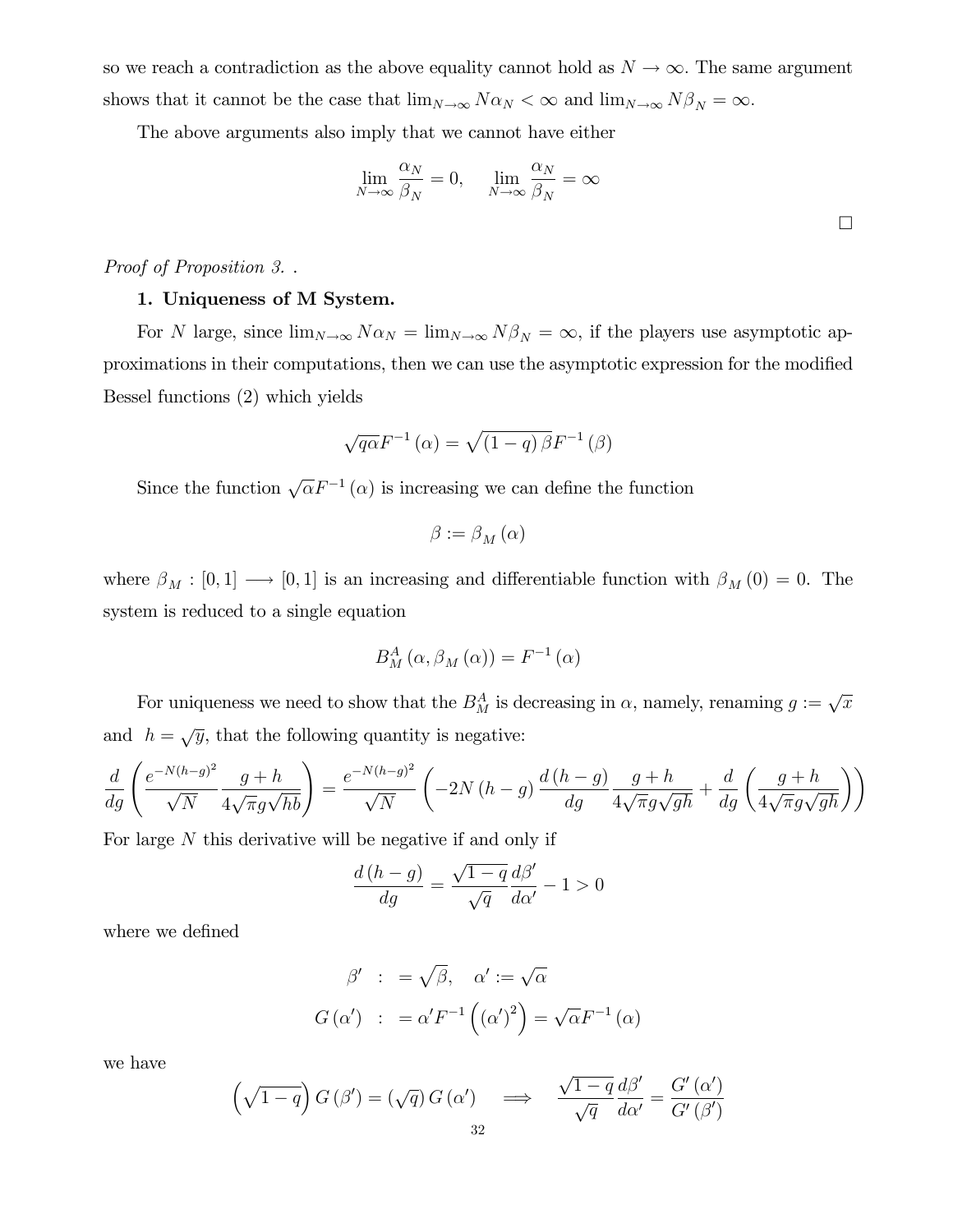so we reach a contradiction as the above equality cannot hold as $N \to \infty$. The same argument shows that it cannot be the case that $\lim_{N\to\infty} N\alpha_N < \infty$ and $\lim_{N\to\infty} N\beta_N = \infty$.

The above arguments also imply that we cannot have either

$$\lim_{N\to\infty} \frac{\alpha_N}{\beta_N} = 0, \quad \lim_{N\to\infty} \frac{\alpha_N}{\beta_N} = \infty$$

□

*Proof of Proposition 3.* .

**1. Uniqueness of M System.**

For $N$ large, since $\lim_{N\to\infty} N\alpha_N = \lim_{N\to\infty} N\beta_N = \infty$, if the players use asymptotic approximations in their computations, then we can use the asymptotic expression for the modified Bessel functions (2) which yields

$$\sqrt{q\alpha}F^{-1}(\alpha) = \sqrt{(1-q)\beta}F^{-1}(\beta)$$

Since the function $\sqrt{\alpha}F^{-1}(\alpha)$ is increasing we can define the function

$$\beta := \beta_M(\alpha)$$

where $\beta_M : [0,1] \longrightarrow [0,1]$ is an increasing and differentiable function with $\beta_M(0) = 0$. The system is reduced to a single equation

$$B_M^A(\alpha, \beta_M(\alpha)) = F^{-1}(\alpha)$$

For uniqueness we need to show that the $B_M^A$ is decreasing in $\alpha$, namely, renaming $g := \sqrt{x}$ and $h = \sqrt{y}$, that the following quantity is negative:

$$\frac{d}{dg}\left(\frac{e^{-N(h-g)^2}}{\sqrt{N}}\frac{g+h}{4\sqrt{\pi}g\sqrt{hb}}\right) = \frac{e^{-N(h-g)^2}}{\sqrt{N}}\left(-2N(h-g)\frac{d(h-g)}{dg}\frac{g+h}{4\sqrt{\pi}g\sqrt{gh}} + \frac{d}{dg}\left(\frac{g+h}{4\sqrt{\pi}g\sqrt{gh}}\right)\right)$$

For large $N$ this derivative will be negative if and only if

$$\frac{d(h-g)}{dg} = \frac{\sqrt{1-q}}{\sqrt{q}}\frac{d\beta'}{d\alpha'} - 1 > 0$$

where we defined

$$\begin{aligned}
\beta' &:= \sqrt{\beta}, \quad \alpha' := \sqrt{\alpha} \\
G(\alpha') &:= \alpha' F^{-1}\left((\alpha')^2\right) = \sqrt{\alpha}F^{-1}(\alpha)
\end{aligned}$$

we have

$$\left(\sqrt{1-q}\right)G(\beta') = (\sqrt{q})\,G(\alpha') \quad \Longrightarrow \quad \frac{\sqrt{1-q}}{\sqrt{q}}\frac{d\beta'}{d\alpha'} = \frac{G'(\alpha')}{G'(\beta')}$$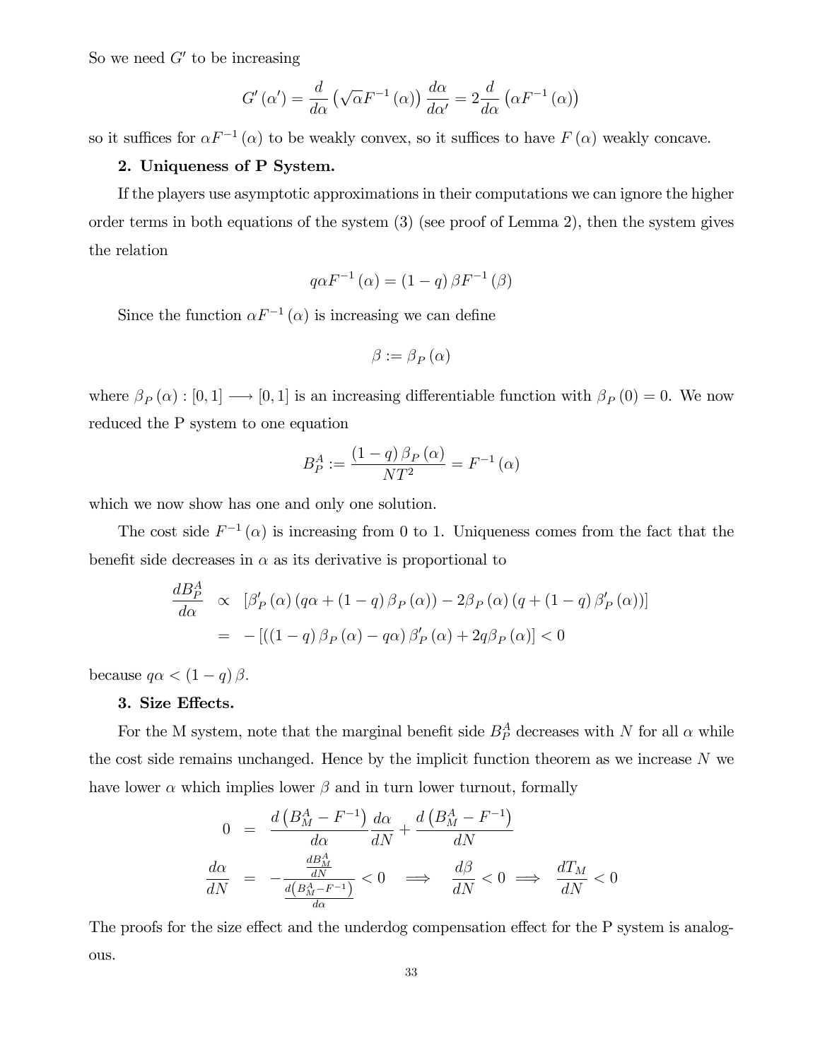So we need $G'$ to be increasing

$$G'(\alpha') = \frac{d}{d\alpha}\left(\sqrt{\alpha}F^{-1}(\alpha)\right)\frac{d\alpha}{d\alpha'} = 2\frac{d}{d\alpha}\left(\alpha F^{-1}(\alpha)\right)$$

so it suffices for $\alpha F^{-1}(\alpha)$ to be weakly convex, so it suffices to have $F(\alpha)$ weakly concave.

**2. Uniqueness of P System.**

If the players use asymptotic approximations in their computations we can ignore the higher order terms in both equations of the system (3) (see proof of Lemma 2), then the system gives the relation

$$q\alpha F^{-1}(\alpha) = (1-q)\beta F^{-1}(\beta)$$

Since the function $\alpha F^{-1}(\alpha)$ is increasing we can define

$$\beta := \beta_P(\alpha)$$

where $\beta_P(\alpha) : [0,1] \longrightarrow [0,1]$ is an increasing differentiable function with $\beta_P(0) = 0$. We now reduced the P system to one equation

$$B_P^A := \frac{(1-q)\beta_P(\alpha)}{NT^2} = F^{-1}(\alpha)$$

which we now show has one and only one solution.

The cost side $F^{-1}(\alpha)$ is increasing from 0 to 1. Uniqueness comes from the fact that the benefit side decreases in $\alpha$ as its derivative is proportional to

$$\begin{aligned}
\frac{dB_P^A}{d\alpha} &\propto \left[\beta_P'(\alpha)(q\alpha + (1-q)\beta_P(\alpha)) - 2\beta_P(\alpha)(q + (1-q)\beta_P'(\alpha))\right] \\
&= -\left[((1-q)\beta_P(\alpha) - q\alpha)\beta_P'(\alpha) + 2q\beta_P(\alpha)\right] < 0
\end{aligned}$$

because $q\alpha < (1-q)\beta$.

**3. Size Effects.**

For the M system, note that the marginal benefit side $B_P^A$ decreases with $N$ for all $\alpha$ while the cost side remains unchanged. Hence by the implicit function theorem as we increase $N$ we have lower $\alpha$ which implies lower $\beta$ and in turn lower turnout, formally

$$\begin{aligned}
0 &= \frac{d\left(B_M^A - F^{-1}\right)}{d\alpha}\frac{d\alpha}{dN} + \frac{d\left(B_M^A - F^{-1}\right)}{dN} \\
\frac{d\alpha}{dN} &= -\frac{\frac{dB_M^A}{dN}}{\frac{d\left(B_M^A - F^{-1}\right)}{d\alpha}} < 0 \implies \frac{d\beta}{dN} < 0 \implies \frac{dT_M}{dN} < 0
\end{aligned}$$

The proofs for the size effect and the underdog compensation effect for the P system is analogous.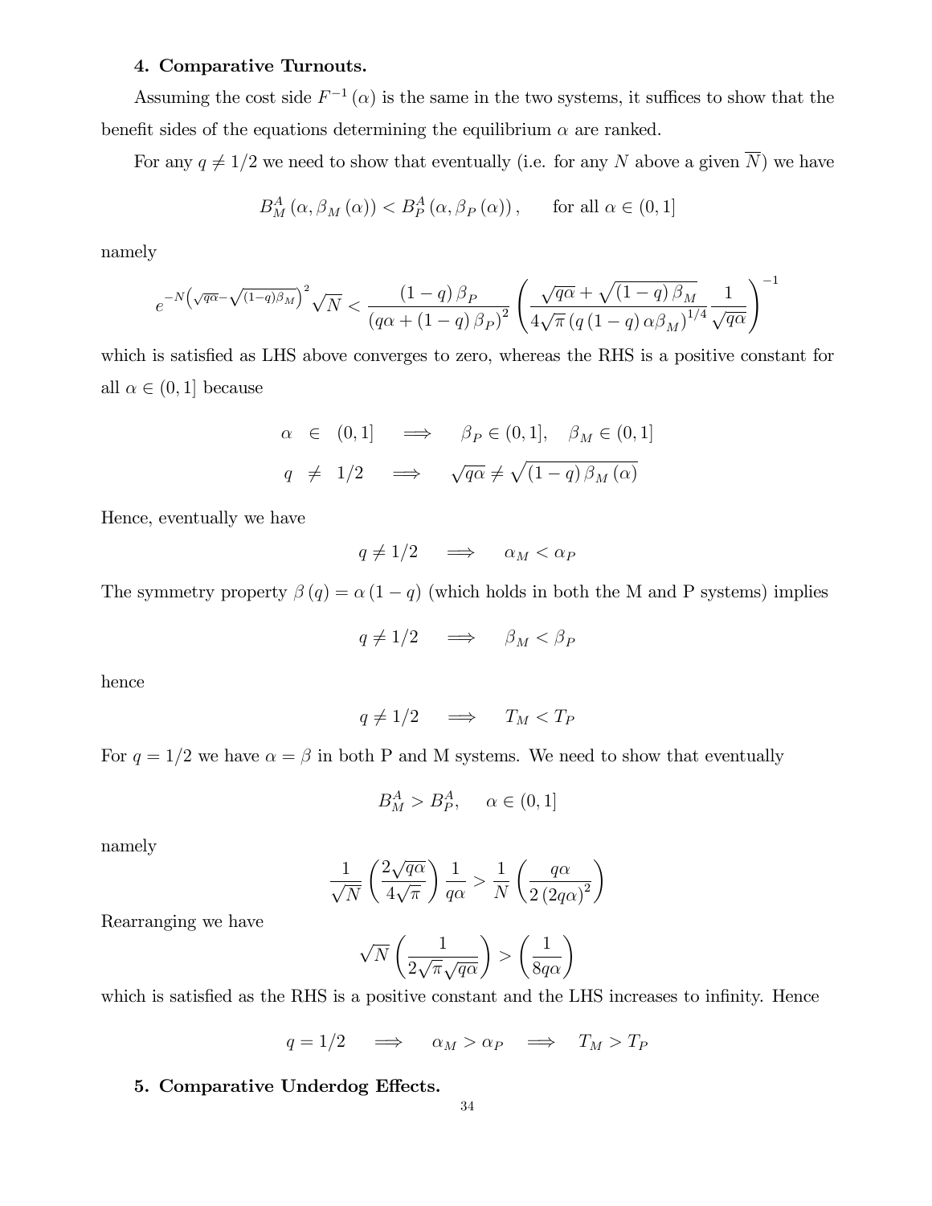**4. Comparative Turnouts.**

Assuming the cost side $F^{-1}(\alpha)$ is the same in the two systems, it suffices to show that the benefit sides of the equations determining the equilibrium $\alpha$ are ranked.

For any $q \neq 1/2$ we need to show that eventually (i.e. for any $N$ above a given $\overline{N}$) we have

$$B_M^A(\alpha, \beta_M(\alpha)) < B_P^A(\alpha, \beta_P(\alpha)), \qquad \text{for all } \alpha \in (0,1]$$

namely

$$e^{-N\left(\sqrt{q\alpha}-\sqrt{(1-q)\beta_M}\right)^2}\sqrt{N} < \frac{(1-q)\beta_P}{(q\alpha+(1-q)\beta_P)^2}\left(\frac{\sqrt{q\alpha}+\sqrt{(1-q)\beta_M}}{4\sqrt{\pi}\,(q(1-q)\alpha\beta_M)^{1/4}}\frac{1}{\sqrt{q\alpha}}\right)^{-1}$$

which is satisfied as LHS above converges to zero, whereas the RHS is a positive constant for all $\alpha \in (0,1]$ because

$$\begin{aligned}
\alpha &\in (0,1] \quad \Longrightarrow \quad \beta_P \in (0,1], \quad \beta_M \in (0,1] \\
q &\neq 1/2 \quad \Longrightarrow \quad \sqrt{q\alpha} \neq \sqrt{(1-q)\beta_M(\alpha)}
\end{aligned}$$

Hence, eventually we have

$$q \neq 1/2 \quad \Longrightarrow \quad \alpha_M < \alpha_P$$

The symmetry property $\beta(q) = \alpha(1-q)$ (which holds in both the M and P systems) implies

$$q \neq 1/2 \quad \Longrightarrow \quad \beta_M < \beta_P$$

hence

$$q \neq 1/2 \quad \Longrightarrow \quad T_M < T_P$$

For $q = 1/2$ we have $\alpha = \beta$ in both P and M systems. We need to show that eventually

$$B_M^A > B_P^A, \quad \alpha \in (0,1]$$

namely

$$\frac{1}{\sqrt{N}}\left(\frac{2\sqrt{q\alpha}}{4\sqrt{\pi}}\right)\frac{1}{q\alpha} > \frac{1}{N}\left(\frac{q\alpha}{2(2q\alpha)^2}\right)$$

Rearranging we have

$$\sqrt{N}\left(\frac{1}{2\sqrt{\pi}\sqrt{q\alpha}}\right) > \left(\frac{1}{8q\alpha}\right)$$

which is satisfied as the RHS is a positive constant and the LHS increases to infinity. Hence

$$q = 1/2 \quad \Longrightarrow \quad \alpha_M > \alpha_P \quad \Longrightarrow \quad T_M > T_P$$

**5. Comparative Underdog Effects.**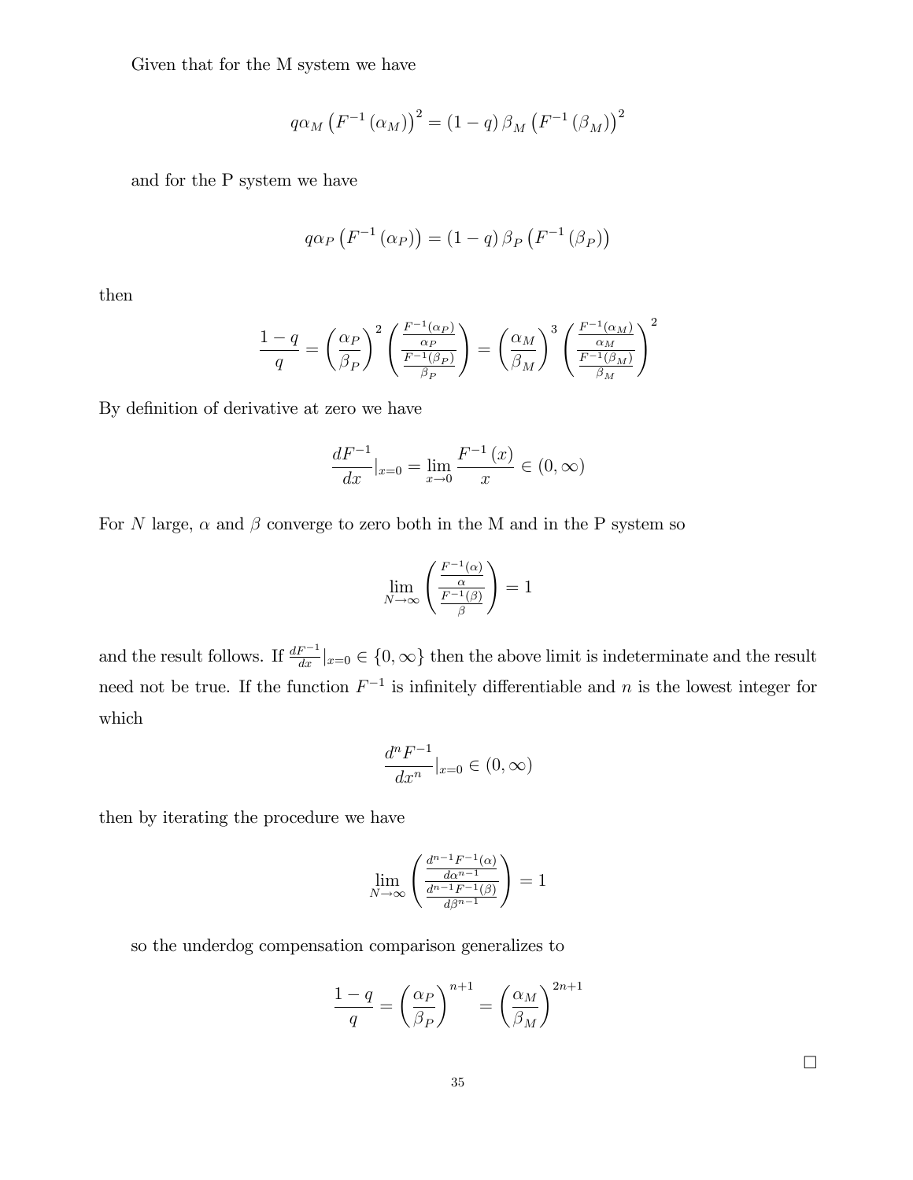Given that for the M system we have

$$q\alpha_M \left(F^{-1}\left(\alpha_M\right)\right)^2 = \left(1-q\right)\beta_M \left(F^{-1}\left(\beta_M\right)\right)^2$$

and for the P system we have

$$q\alpha_P \left(F^{-1}\left(\alpha_P\right)\right) = \left(1-q\right)\beta_P \left(F^{-1}\left(\beta_P\right)\right)$$

then

$$\frac{1-q}{q} = \left(\frac{\alpha_P}{\beta_P}\right)^2 \left(\frac{\frac{F^{-1}(\alpha_P)}{\alpha_P}}{\frac{F^{-1}(\beta_P)}{\beta_P}}\right) = \left(\frac{\alpha_M}{\beta_M}\right)^3 \left(\frac{\frac{F^{-1}(\alpha_M)}{\alpha_M}}{\frac{F^{-1}(\beta_M)}{\beta_M}}\right)^2$$

By definition of derivative at zero we have

$$\frac{dF^{-1}}{dx}|_{x=0} = \lim_{x\to 0}\frac{F^{-1}\left(x\right)}{x} \in (0,\infty)$$

For $N$ large, $\alpha$ and $\beta$ converge to zero both in the M and in the P system so

$$\lim_{N\to\infty}\left(\frac{\frac{F^{-1}(\alpha)}{\alpha}}{\frac{F^{-1}(\beta)}{\beta}}\right) = 1$$

and the result follows. If $\frac{dF^{-1}}{dx}|_{x=0} \in \{0,\infty\}$ then the above limit is indeterminate and the result need not be true. If the function $F^{-1}$ is infinitely differentiable and $n$ is the lowest integer for which

$$\frac{d^n F^{-1}}{dx^n}|_{x=0} \in (0,\infty)$$

then by iterating the procedure we have

$$\lim_{N\to\infty}\left(\frac{\frac{d^{n-1}F^{-1}(\alpha)}{d\alpha^{n-1}}}{\frac{d^{n-1}F^{-1}(\beta)}{d\beta^{n-1}}}\right) = 1$$

so the underdog compensation comparison generalizes to

$$\frac{1-q}{q} = \left(\frac{\alpha_P}{\beta_P}\right)^{n+1} = \left(\frac{\alpha_M}{\beta_M}\right)^{2n+1}$$

□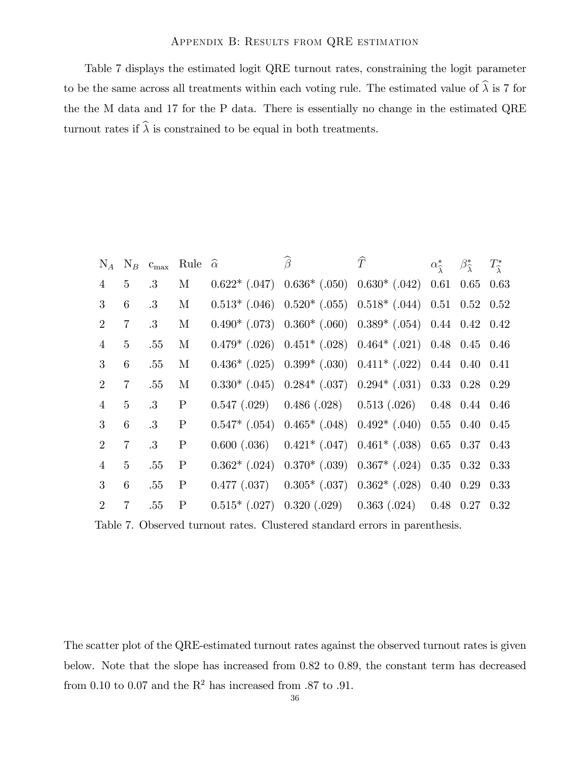## Appendix B: Results from QRE estimation

Table 7 displays the estimated logit QRE turnout rates, constraining the logit parameter to be the same across all treatments within each voting rule. The estimated value of $\widehat{\lambda}$ is 7 for the the M data and 17 for the P data. There is essentially no change in the estimated QRE turnout rates if $\widehat{\lambda}$ is constrained to be equal in both treatments.

| $N_A$ | $N_B$ | $c_{\max}$ | Rule | $\widehat{\alpha}$ | $\widehat{\beta}$ | $\widehat{T}$ | $\alpha^*_{\widehat{\lambda}}$ | $\beta^*_{\widehat{\lambda}}$ | $T^*_{\widehat{\lambda}}$ |
|---|---|---|---|---|---|---|---|---|---|
| 4 | 5 | .3 | M | 0.622* (.047) | 0.636* (.050) | 0.630* (.042) | 0.61 | 0.65 | 0.63 |
| 3 | 6 | .3 | M | 0.513* (.046) | 0.520* (.055) | 0.518* (.044) | 0.51 | 0.52 | 0.52 |
| 2 | 7 | .3 | M | 0.490* (.073) | 0.360* (.060) | 0.389* (.054) | 0.44 | 0.42 | 0.42 |
| 4 | 5 | .55 | M | 0.479* (.026) | 0.451* (.028) | 0.464* (.021) | 0.48 | 0.45 | 0.46 |
| 3 | 6 | .55 | M | 0.436* (.025) | 0.399* (.030) | 0.411* (.022) | 0.44 | 0.40 | 0.41 |
| 2 | 7 | .55 | M | 0.330* (.045) | 0.284* (.037) | 0.294* (.031) | 0.33 | 0.28 | 0.29 |
| 4 | 5 | .3 | P | 0.547 (.029) | 0.486 (.028) | 0.513 (.026) | 0.48 | 0.44 | 0.46 |
| 3 | 6 | .3 | P | 0.547* (.054) | 0.465* (.048) | 0.492* (.040) | 0.55 | 0.40 | 0.45 |
| 2 | 7 | .3 | P | 0.600 (.036) | 0.421* (.047) | 0.461* (.038) | 0.65 | 0.37 | 0.43 |
| 4 | 5 | .55 | P | 0.362* (.024) | 0.370* (.039) | 0.367* (.024) | 0.35 | 0.32 | 0.33 |
| 3 | 6 | .55 | P | 0.477 (.037) | 0.305* (.037) | 0.362* (.028) | 0.40 | 0.29 | 0.33 |
| 2 | 7 | .55 | P | 0.515* (.027) | 0.320 (.029) | 0.363 (.024) | 0.48 | 0.27 | 0.32 |

Table 7. Observed turnout rates. Clustered standard errors in parenthesis.

The scatter plot of the QRE-estimated turnout rates against the observed turnout rates is given below. Note that the slope has increased from 0.82 to 0.89, the constant term has decreased from 0.10 to 0.07 and the $R^2$ has increased from .87 to .91.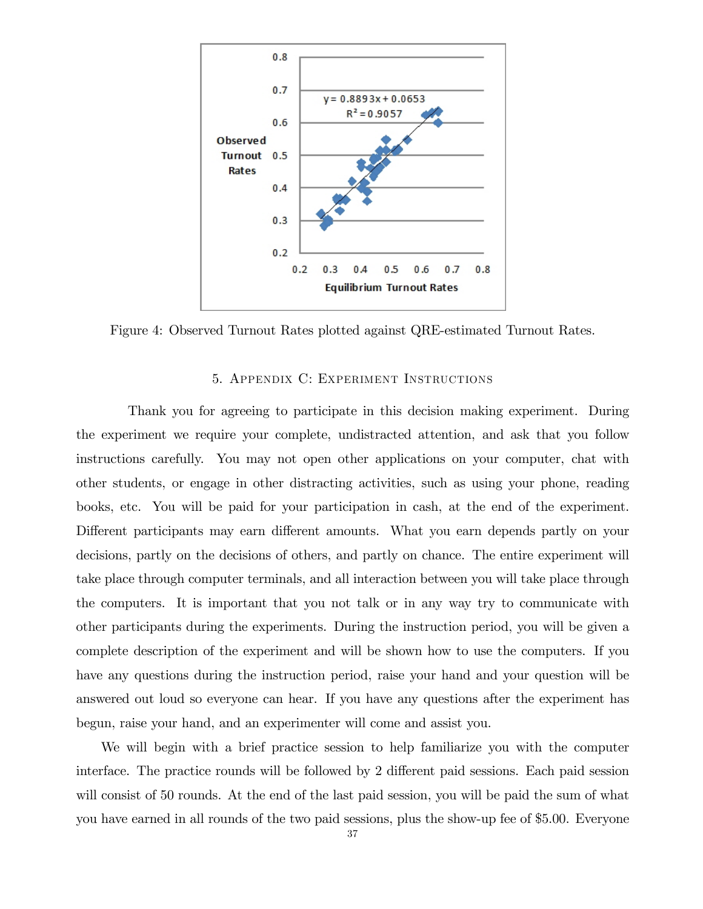Figure 4: Observed Turnout Rates plotted against QRE-estimated Turnout Rates.

## 5. Appendix C: Experiment Instructions

Thank you for agreeing to participate in this decision making experiment. During the experiment we require your complete, undistracted attention, and ask that you follow instructions carefully. You may not open other applications on your computer, chat with other students, or engage in other distracting activities, such as using your phone, reading books, etc. You will be paid for your participation in cash, at the end of the experiment. Different participants may earn different amounts. What you earn depends partly on your decisions, partly on the decisions of others, and partly on chance. The entire experiment will take place through computer terminals, and all interaction between you will take place through the computers. It is important that you not talk or in any way try to communicate with other participants during the experiments. During the instruction period, you will be given a complete description of the experiment and will be shown how to use the computers. If you have any questions during the instruction period, raise your hand and your question will be answered out loud so everyone can hear. If you have any questions after the experiment has begun, raise your hand, and an experimenter will come and assist you.

We will begin with a brief practice session to help familiarize you with the computer interface. The practice rounds will be followed by 2 different paid sessions. Each paid session will consist of 50 rounds. At the end of the last paid session, you will be paid the sum of what you have earned in all rounds of the two paid sessions, plus the show-up fee of $5.00. Everyone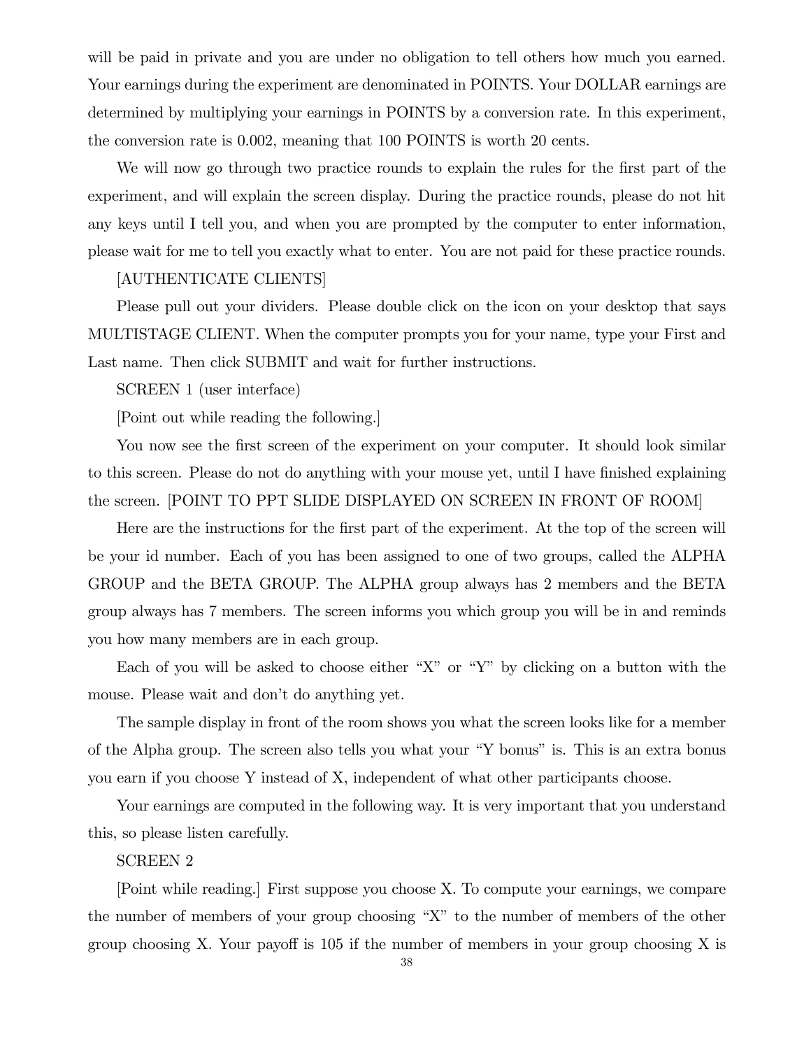will be paid in private and you are under no obligation to tell others how much you earned. Your earnings during the experiment are denominated in POINTS. Your DOLLAR earnings are determined by multiplying your earnings in POINTS by a conversion rate. In this experiment, the conversion rate is 0.002, meaning that 100 POINTS is worth 20 cents.

We will now go through two practice rounds to explain the rules for the first part of the experiment, and will explain the screen display. During the practice rounds, please do not hit any keys until I tell you, and when you are prompted by the computer to enter information, please wait for me to tell you exactly what to enter. You are not paid for these practice rounds.

[AUTHENTICATE CLIENTS]

Please pull out your dividers. Please double click on the icon on your desktop that says MULTISTAGE CLIENT. When the computer prompts you for your name, type your First and Last name. Then click SUBMIT and wait for further instructions.

SCREEN 1 (user interface)

[Point out while reading the following.]

You now see the first screen of the experiment on your computer. It should look similar to this screen. Please do not do anything with your mouse yet, until I have finished explaining the screen. [POINT TO PPT SLIDE DISPLAYED ON SCREEN IN FRONT OF ROOM]

Here are the instructions for the first part of the experiment. At the top of the screen will be your id number. Each of you has been assigned to one of two groups, called the ALPHA GROUP and the BETA GROUP. The ALPHA group always has 2 members and the BETA group always has 7 members. The screen informs you which group you will be in and reminds you how many members are in each group.

Each of you will be asked to choose either "X" or "Y" by clicking on a button with the mouse. Please wait and don't do anything yet.

The sample display in front of the room shows you what the screen looks like for a member of the Alpha group. The screen also tells you what your "Y bonus" is. This is an extra bonus you earn if you choose Y instead of X, independent of what other participants choose.

Your earnings are computed in the following way. It is very important that you understand this, so please listen carefully.

SCREEN 2

[Point while reading.] First suppose you choose X. To compute your earnings, we compare the number of members of your group choosing "X" to the number of members of the other group choosing X. Your payoff is 105 if the number of members in your group choosing X is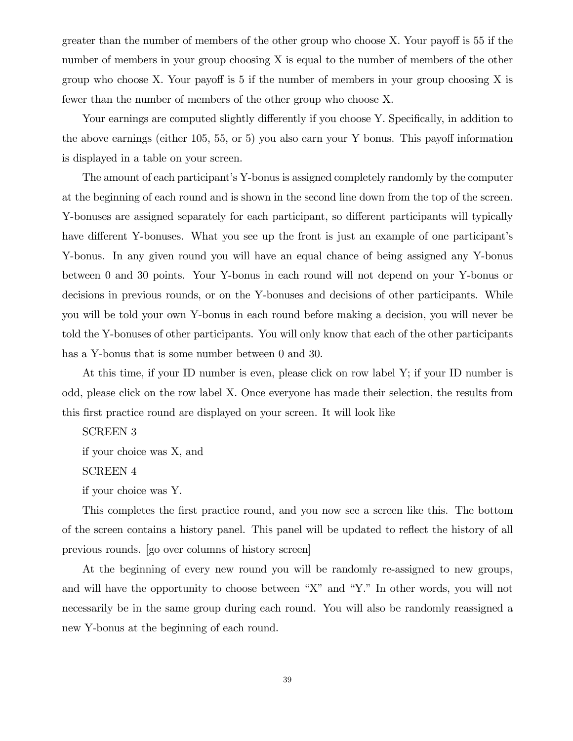greater than the number of members of the other group who choose X. Your payoff is 55 if the number of members in your group choosing X is equal to the number of members of the other group who choose X. Your payoff is 5 if the number of members in your group choosing X is fewer than the number of members of the other group who choose X.

Your earnings are computed slightly differently if you choose Y. Specifically, in addition to the above earnings (either 105, 55, or 5) you also earn your Y bonus. This payoff information is displayed in a table on your screen.

The amount of each participant's Y-bonus is assigned completely randomly by the computer at the beginning of each round and is shown in the second line down from the top of the screen. Y-bonuses are assigned separately for each participant, so different participants will typically have different Y-bonuses. What you see up the front is just an example of one participant's Y-bonus. In any given round you will have an equal chance of being assigned any Y-bonus between 0 and 30 points. Your Y-bonus in each round will not depend on your Y-bonus or decisions in previous rounds, or on the Y-bonuses and decisions of other participants. While you will be told your own Y-bonus in each round before making a decision, you will never be told the Y-bonuses of other participants. You will only know that each of the other participants has a Y-bonus that is some number between 0 and 30.

At this time, if your ID number is even, please click on row label Y; if your ID number is odd, please click on the row label X. Once everyone has made their selection, the results from this first practice round are displayed on your screen. It will look like

SCREEN 3

if your choice was X, and

SCREEN 4

if your choice was Y.

This completes the first practice round, and you now see a screen like this. The bottom of the screen contains a history panel. This panel will be updated to reflect the history of all previous rounds. [go over columns of history screen]

At the beginning of every new round you will be randomly re-assigned to new groups, and will have the opportunity to choose between "X" and "Y." In other words, you will not necessarily be in the same group during each round. You will also be randomly reassigned a new Y-bonus at the beginning of each round.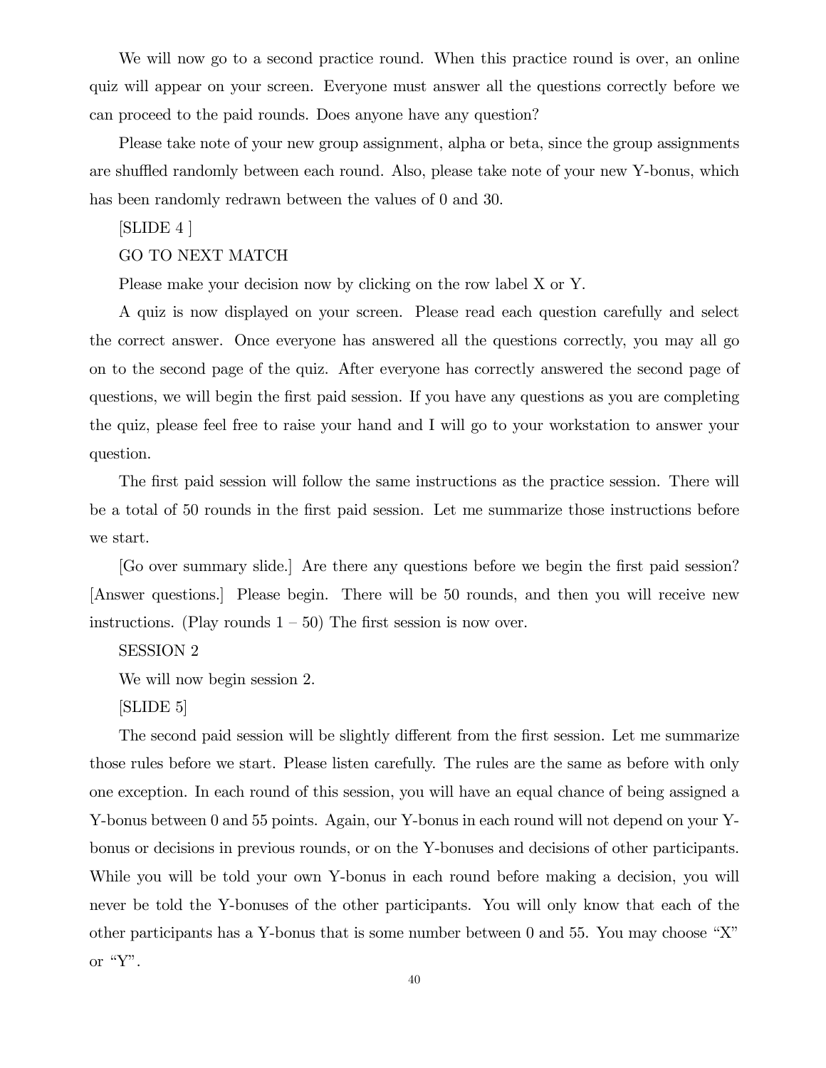We will now go to a second practice round. When this practice round is over, an online quiz will appear on your screen. Everyone must answer all the questions correctly before we can proceed to the paid rounds. Does anyone have any question?

Please take note of your new group assignment, alpha or beta, since the group assignments are shuffled randomly between each round. Also, please take note of your new Y-bonus, which has been randomly redrawn between the values of 0 and 30.

[SLIDE 4 ]

GO TO NEXT MATCH

Please make your decision now by clicking on the row label X or Y.

A quiz is now displayed on your screen. Please read each question carefully and select the correct answer. Once everyone has answered all the questions correctly, you may all go on to the second page of the quiz. After everyone has correctly answered the second page of questions, we will begin the first paid session. If you have any questions as you are completing the quiz, please feel free to raise your hand and I will go to your workstation to answer your question.

The first paid session will follow the same instructions as the practice session. There will be a total of 50 rounds in the first paid session. Let me summarize those instructions before we start.

[Go over summary slide.] Are there any questions before we begin the first paid session? [Answer questions.] Please begin. There will be 50 rounds, and then you will receive new instructions. (Play rounds 1 – 50) The first session is now over.

SESSION 2

We will now begin session 2.

[SLIDE 5]

The second paid session will be slightly different from the first session. Let me summarize those rules before we start. Please listen carefully. The rules are the same as before with only one exception. In each round of this session, you will have an equal chance of being assigned a Y-bonus between 0 and 55 points. Again, our Y-bonus in each round will not depend on your Y-bonus or decisions in previous rounds, or on the Y-bonuses and decisions of other participants. While you will be told your own Y-bonus in each round before making a decision, you will never be told the Y-bonuses of the other participants. You will only know that each of the other participants has a Y-bonus that is some number between 0 and 55. You may choose "X" or "Y".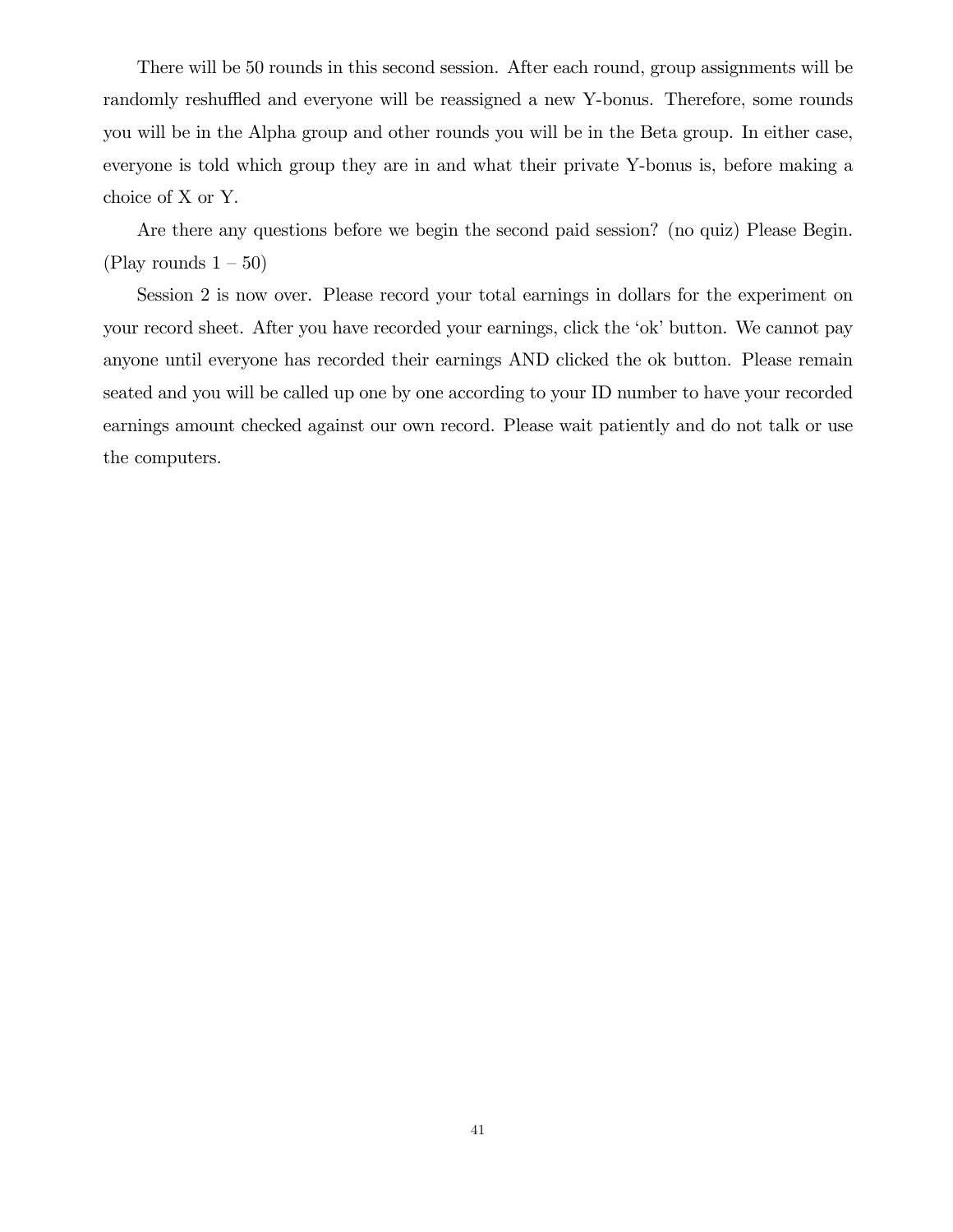There will be 50 rounds in this second session. After each round, group assignments will be randomly reshuffled and everyone will be reassigned a new Y-bonus. Therefore, some rounds you will be in the Alpha group and other rounds you will be in the Beta group. In either case, everyone is told which group they are in and what their private Y-bonus is, before making a choice of X or Y.

Are there any questions before we begin the second paid session? (no quiz) Please Begin. (Play rounds 1 – 50)

Session 2 is now over. Please record your total earnings in dollars for the experiment on your record sheet. After you have recorded your earnings, click the 'ok' button. We cannot pay anyone until everyone has recorded their earnings AND clicked the ok button. Please remain seated and you will be called up one by one according to your ID number to have your recorded earnings amount checked against our own record. Please wait patiently and do not talk or use the computers.